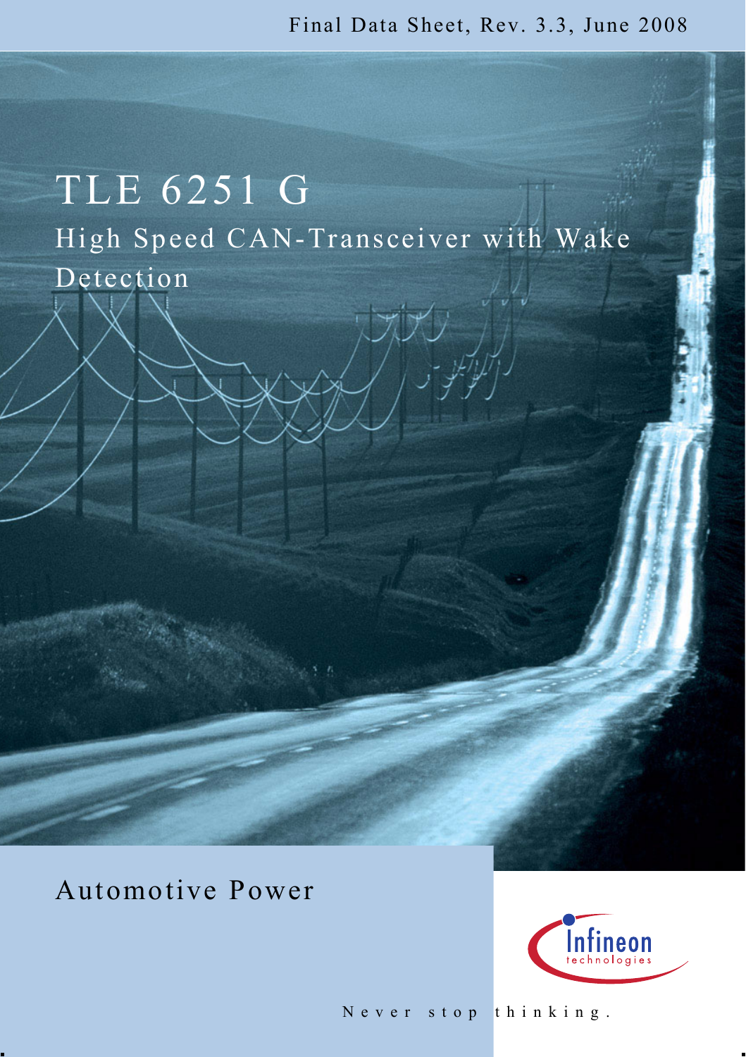Final Data Sheet, Rev. 3.3, June 2008

# TLE 6251 G

## High Speed CAN-Transceiver with Wake Detection

Automotive Power

Infineon technologies

Never stop thinking.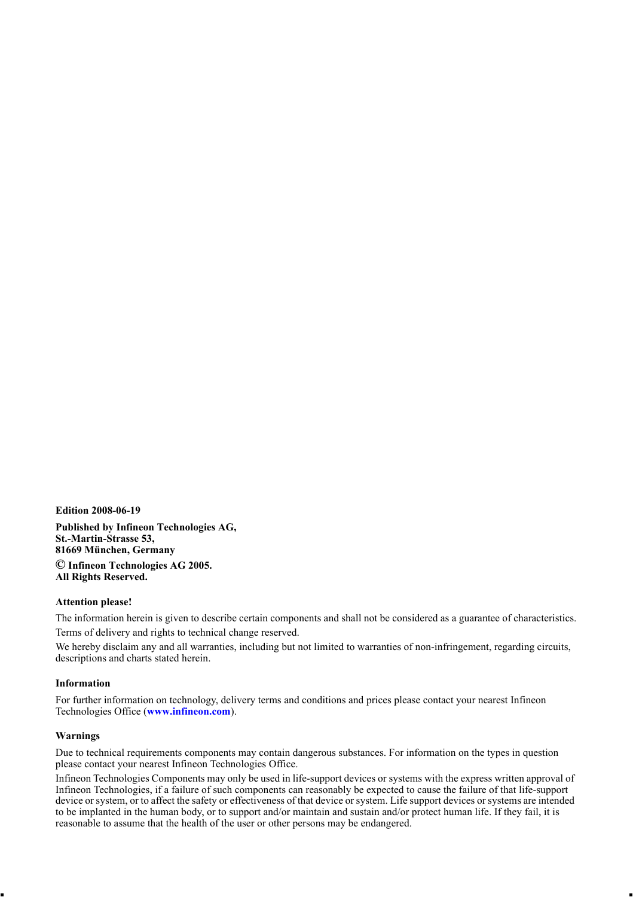**Edition 2008-06-19**

**Published by Infineon Technologies AG,**
**St.-Martin-Strasse 53,**
**81669 München, Germany**

**© Infineon Technologies AG 2005.**
**All Rights Reserved.**

**Attention please!**

The information herein is given to describe certain components and shall not be considered as a guarantee of characteristics.

Terms of delivery and rights to technical change reserved.

We hereby disclaim any and all warranties, including but not limited to warranties of non-infringement, regarding circuits, descriptions and charts stated herein.

**Information**

For further information on technology, delivery terms and conditions and prices please contact your nearest Infineon Technologies Office (**www.infineon.com**).

**Warnings**

Due to technical requirements components may contain dangerous substances. For information on the types in question please contact your nearest Infineon Technologies Office.

Infineon Technologies Components may only be used in life-support devices or systems with the express written approval of Infineon Technologies, if a failure of such components can reasonably be expected to cause the failure of that life-support device or system, or to affect the safety or effectiveness of that device or system. Life support devices or systems are intended to be implanted in the human body, or to support and/or maintain and sustain and/or protect human life. If they fail, it is reasonable to assume that the health of the user or other persons may be endangered.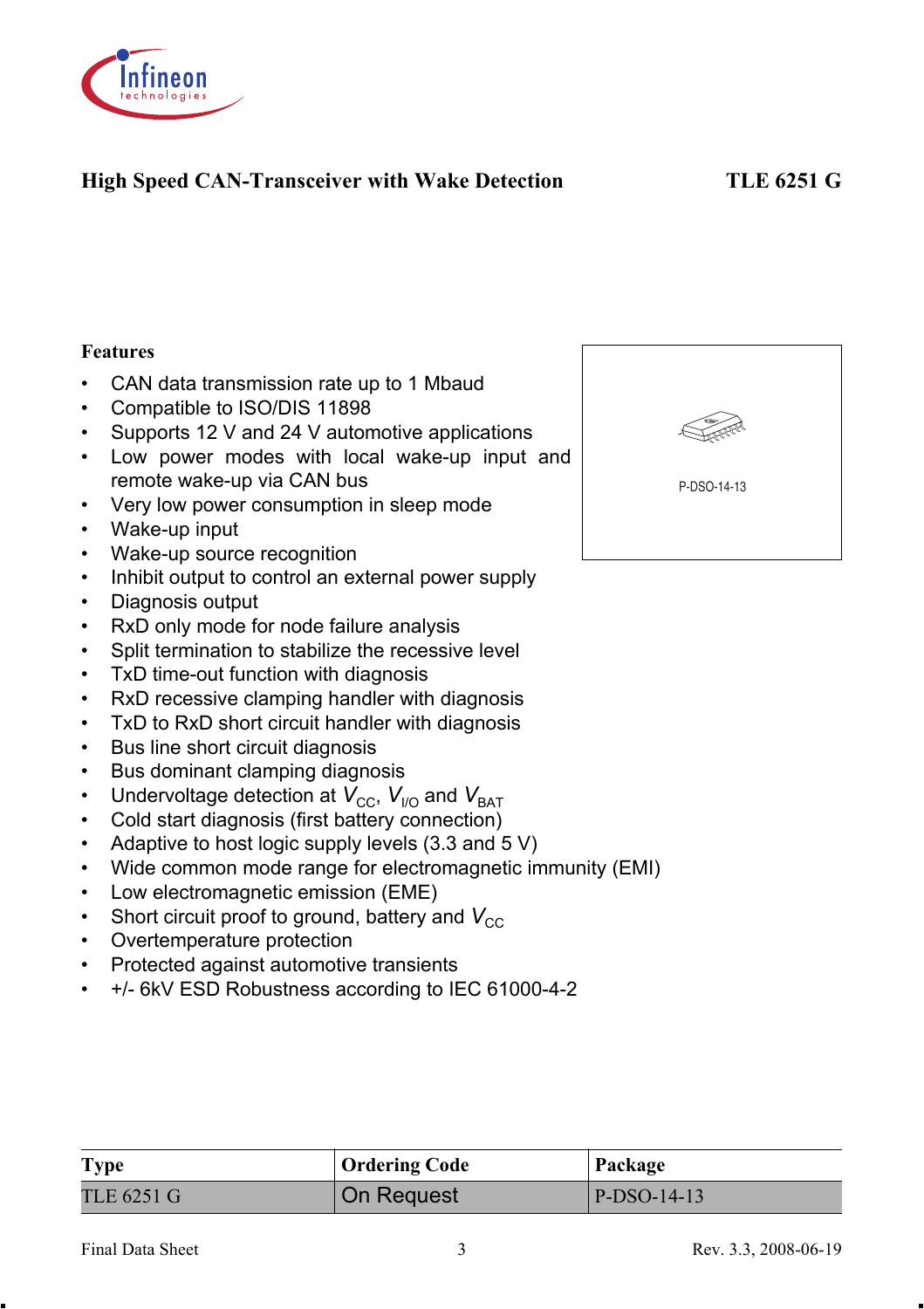# High Speed CAN-Transceiver with Wake Detection

**TLE 6251 G**

## Features

- CAN data transmission rate up to 1 Mbaud
- Compatible to ISO/DIS 11898
- Supports 12 V and 24 V automotive applications
- Low power modes with local wake-up input and remote wake-up via CAN bus
- Very low power consumption in sleep mode
- Wake-up input
- Wake-up source recognition
- Inhibit output to control an external power supply
- Diagnosis output
- RxD only mode for node failure analysis
- Split termination to stabilize the recessive level
- TxD time-out function with diagnosis
- RxD recessive clamping handler with diagnosis
- TxD to RxD short circuit handler with diagnosis
- Bus line short circuit diagnosis
- Bus dominant clamping diagnosis
- Undervoltage detection at $V_{CC}$, $V_{I/O}$ and $V_{BAT}$
- Cold start diagnosis (first battery connection)
- Adaptive to host logic supply levels (3.3 and 5 V)
- Wide common mode range for electromagnetic immunity (EMI)
- Low electromagnetic emission (EME)
- Short circuit proof to ground, battery and $V_{CC}$
- Overtemperature protection
- Protected against automotive transients
- +/- 6kV ESD Robustness according to IEC 61000-4-2

P-DSO-14-13

| Type | Ordering Code | Package |
|---|---|---|
| TLE 6251 G | On Request | P-DSO-14-13 |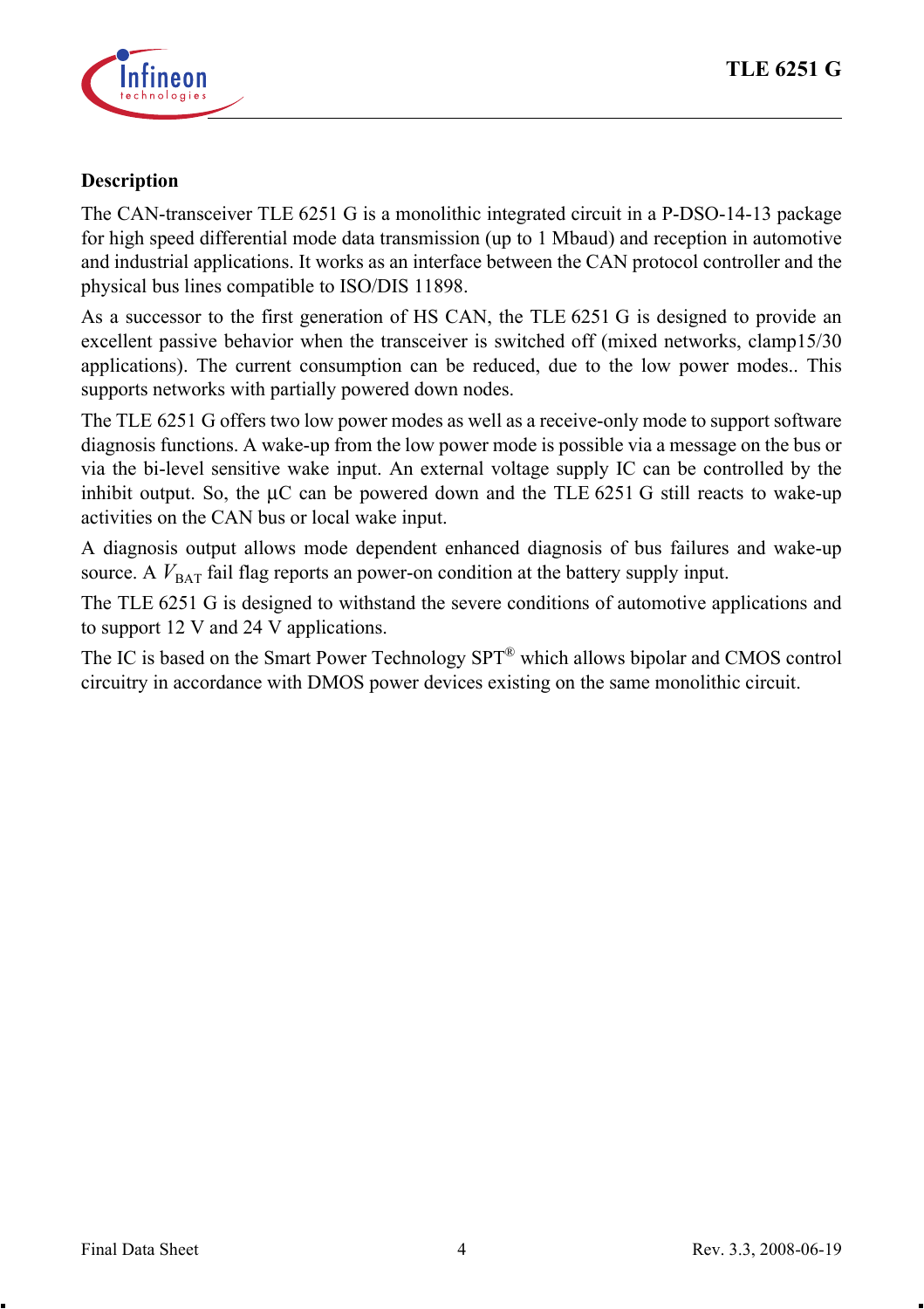## Description

The CAN-transceiver TLE 6251 G is a monolithic integrated circuit in a P-DSO-14-13 package for high speed differential mode data transmission (up to 1 Mbaud) and reception in automotive and industrial applications. It works as an interface between the CAN protocol controller and the physical bus lines compatible to ISO/DIS 11898.

As a successor to the first generation of HS CAN, the TLE 6251 G is designed to provide an excellent passive behavior when the transceiver is switched off (mixed networks, clamp15/30 applications). The current consumption can be reduced, due to the low power modes.. This supports networks with partially powered down nodes.

The TLE 6251 G offers two low power modes as well as a receive-only mode to support software diagnosis functions. A wake-up from the low power mode is possible via a message on the bus or via the bi-level sensitive wake input. An external voltage supply IC can be controlled by the inhibit output. So, the µC can be powered down and the TLE 6251 G still reacts to wake-up activities on the CAN bus or local wake input.

A diagnosis output allows mode dependent enhanced diagnosis of bus failures and wake-up source. A $V_{BAT}$ fail flag reports an power-on condition at the battery supply input.

The TLE 6251 G is designed to withstand the severe conditions of automotive applications and to support 12 V and 24 V applications.

The IC is based on the Smart Power Technology SPT® which allows bipolar and CMOS control circuitry in accordance with DMOS power devices existing on the same monolithic circuit.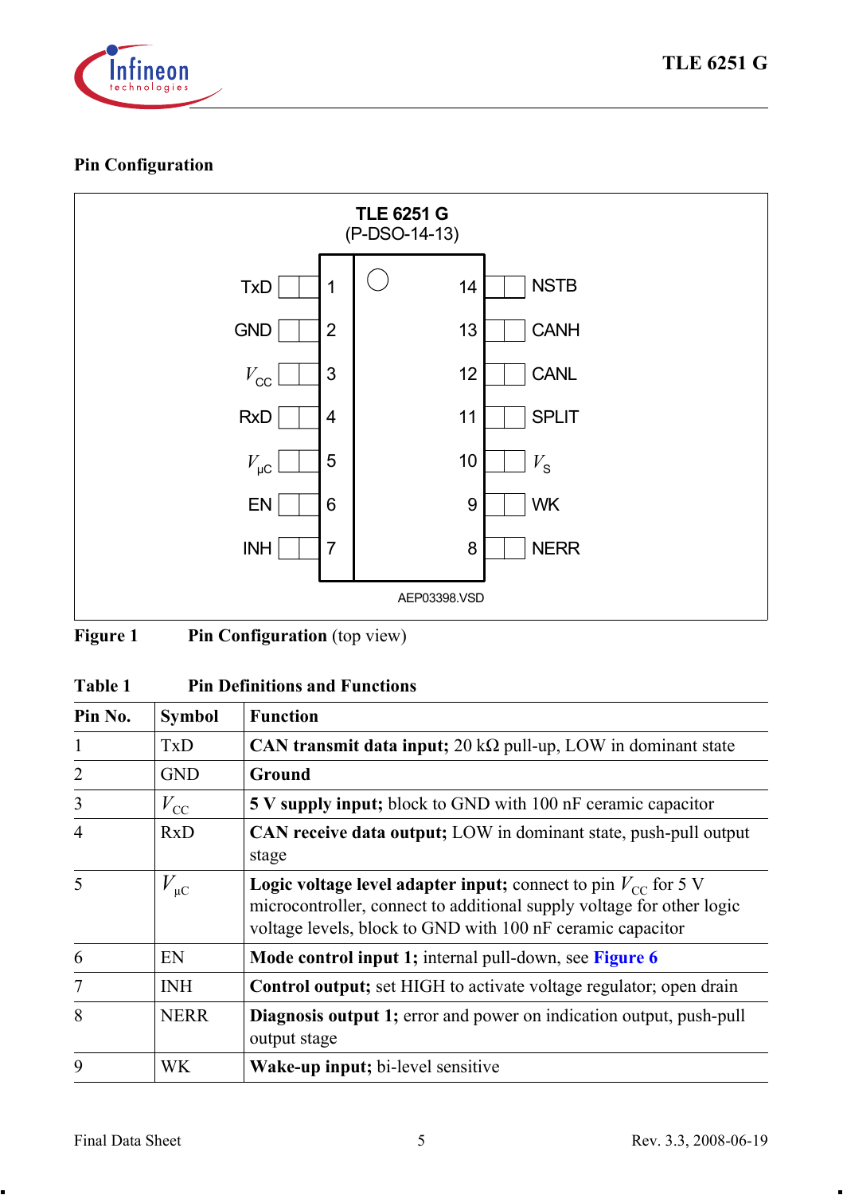## Pin Configuration

TLE 6251 G
(P-DSO-14-13)

| Pin | Symbol | | Pin | Symbol |
|---|---|---|---|---|
| 1 | TxD | | 14 | NSTB |
| 2 | GND | | 13 | CANH |
| 3 | $V_{CC}$ | | 12 | CANL |
| 4 | RxD | | 11 | SPLIT |
| 5 | $V_{\mu C}$ | | 10 | $V_S$ |
| 6 | EN | | 9 | WK |
| 7 | INH | | 8 | NERR |

AEP03398.VSD

**Figure 1 Pin Configuration** (top view)

**Table 1 Pin Definitions and Functions**

| Pin No. | Symbol | Function |
|---|---|---|
| 1 | TxD | **CAN transmit data input;** 20 kΩ pull-up, LOW in dominant state |
| 2 | GND | **Ground** |
| 3 | $V_{CC}$ | **5 V supply input;** block to GND with 100 nF ceramic capacitor |
| 4 | RxD | **CAN receive data output;** LOW in dominant state, push-pull output stage |
| 5 | $V_{\mu C}$ | **Logic voltage level adapter input;** connect to pin $V_{CC}$ for 5 V microcontroller, connect to additional supply voltage for other logic voltage levels, block to GND with 100 nF ceramic capacitor |
| 6 | EN | **Mode control input 1;** internal pull-down, see **Figure 6** |
| 7 | INH | **Control output;** set HIGH to activate voltage regulator; open drain |
| 8 | NERR | **Diagnosis output 1;** error and power on indication output, push-pull output stage |
| 9 | WK | **Wake-up input;** bi-level sensitive |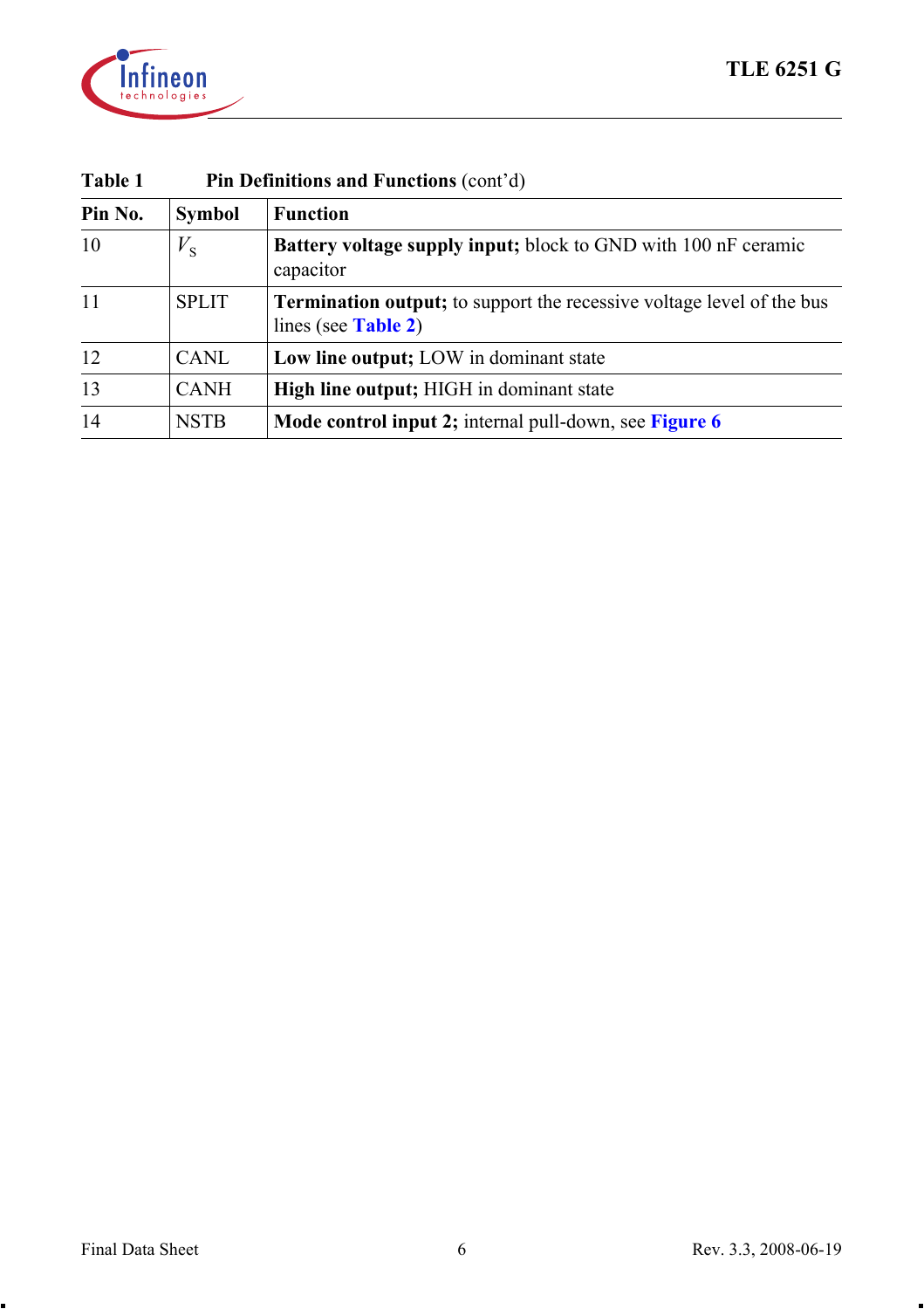**Table 1 Pin Definitions and Functions** (cont'd)

| Pin No. | Symbol | Function |
|---|---|---|
| 10 | $V_S$ | **Battery voltage supply input;** block to GND with 100 nF ceramic capacitor |
| 11 | SPLIT | **Termination output;** to support the recessive voltage level of the bus lines (see **Table 2**) |
| 12 | CANL | **Low line output;** LOW in dominant state |
| 13 | CANH | **High line output;** HIGH in dominant state |
| 14 | NSTB | **Mode control input 2;** internal pull-down, see **Figure 6** |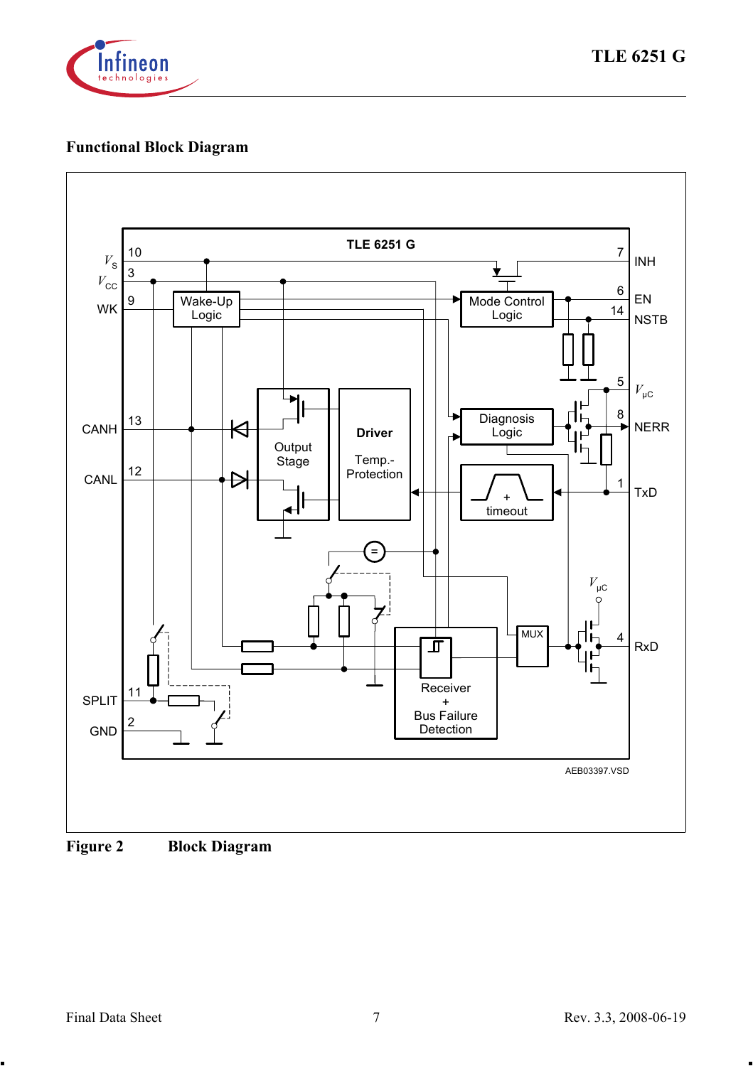## Functional Block Diagram

**Figure 2 Block Diagram**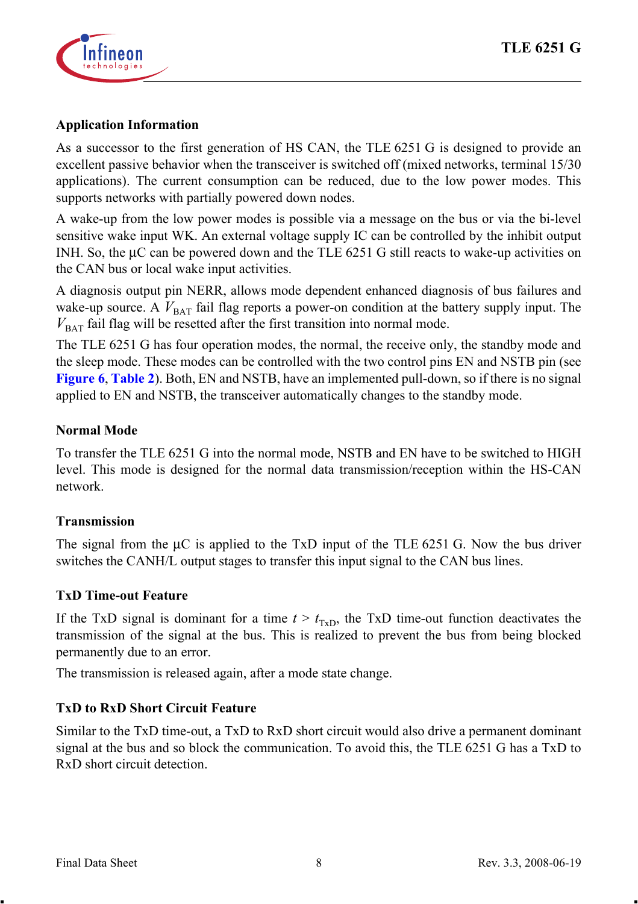## Application Information

As a successor to the first generation of HS CAN, the TLE 6251 G is designed to provide an excellent passive behavior when the transceiver is switched off (mixed networks, terminal 15/30 applications). The current consumption can be reduced, due to the low power modes. This supports networks with partially powered down nodes.

A wake-up from the low power modes is possible via a message on the bus or via the bi-level sensitive wake input WK. An external voltage supply IC can be controlled by the inhibit output INH. So, the µC can be powered down and the TLE 6251 G still reacts to wake-up activities on the CAN bus or local wake input activities.

A diagnosis output pin NERR, allows mode dependent enhanced diagnosis of bus failures and wake-up source. A $V_{BAT}$ fail flag reports a power-on condition at the battery supply input. The $V_{BAT}$ fail flag will be resetted after the first transition into normal mode.

The TLE 6251 G has four operation modes, the normal, the receive only, the standby mode and the sleep mode. These modes can be controlled with the two control pins EN and NSTB pin (see **Figure 6**, **Table 2**). Both, EN and NSTB, have an implemented pull-down, so if there is no signal applied to EN and NSTB, the transceiver automatically changes to the standby mode.

### Normal Mode

To transfer the TLE 6251 G into the normal mode, NSTB and EN have to be switched to HIGH level. This mode is designed for the normal data transmission/reception within the HS-CAN network.

### Transmission

The signal from the µC is applied to the TxD input of the TLE 6251 G. Now the bus driver switches the CANH/L output stages to transfer this input signal to the CAN bus lines.

### TxD Time-out Feature

If the TxD signal is dominant for a time $t > t_{TxD}$, the TxD time-out function deactivates the transmission of the signal at the bus. This is realized to prevent the bus from being blocked permanently due to an error.

The transmission is released again, after a mode state change.

### TxD to RxD Short Circuit Feature

Similar to the TxD time-out, a TxD to RxD short circuit would also drive a permanent dominant signal at the bus and so block the communication. To avoid this, the TLE 6251 G has a TxD to RxD short circuit detection.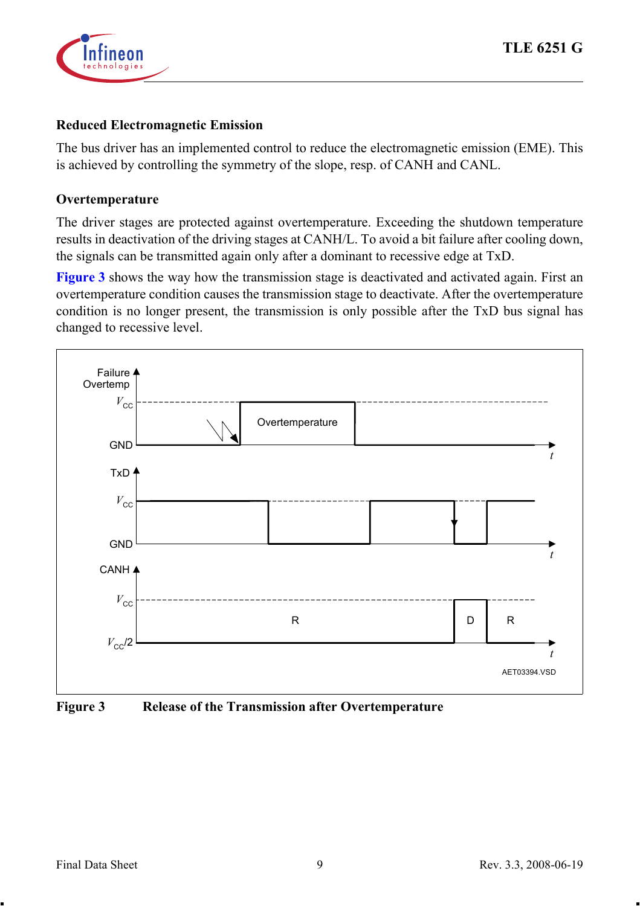### Reduced Electromagnetic Emission

The bus driver has an implemented control to reduce the electromagnetic emission (EME). This is achieved by controlling the symmetry of the slope, resp. of CANH and CANL.

### Overtemperature

The driver stages are protected against overtemperature. Exceeding the shutdown temperature results in deactivation of the driving stages at CANH/L. To avoid a bit failure after cooling down, the signals can be transmitted again only after a dominant to recessive edge at TxD.

**Figure 3** shows the way how the transmission stage is deactivated and activated again. First an overtemperature condition causes the transmission stage to deactivate. After the overtemperature condition is no longer present, the transmission is only possible after the TxD bus signal has changed to recessive level.

**Figure 3 Release of the Transmission after Overtemperature**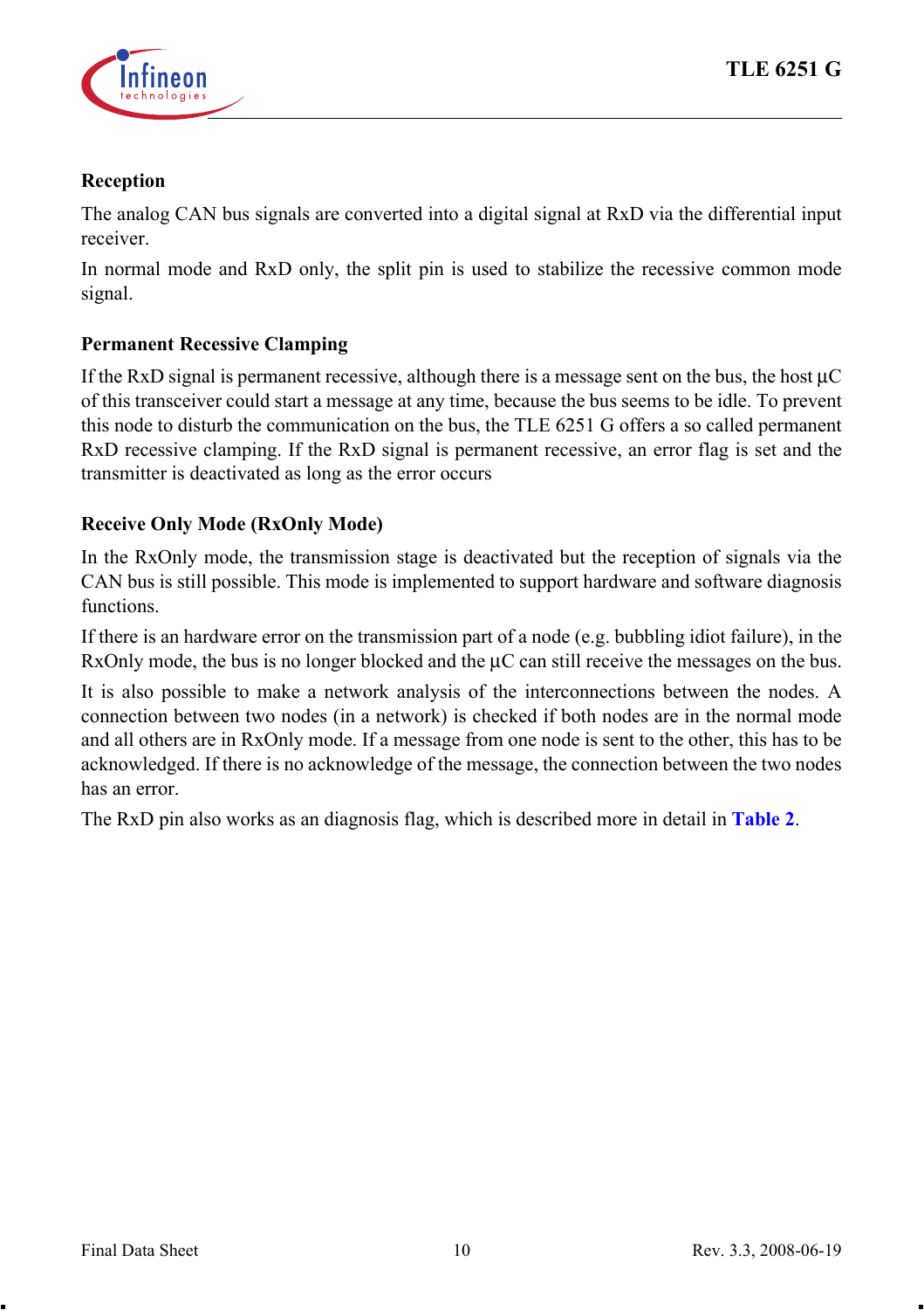### Reception

The analog CAN bus signals are converted into a digital signal at RxD via the differential input receiver.

In normal mode and RxD only, the split pin is used to stabilize the recessive common mode signal.

### Permanent Recessive Clamping

If the RxD signal is permanent recessive, although there is a message sent on the bus, the host µC of this transceiver could start a message at any time, because the bus seems to be idle. To prevent this node to disturb the communication on the bus, the TLE 6251 G offers a so called permanent RxD recessive clamping. If the RxD signal is permanent recessive, an error flag is set and the transmitter is deactivated as long as the error occurs

### Receive Only Mode (RxOnly Mode)

In the RxOnly mode, the transmission stage is deactivated but the reception of signals via the CAN bus is still possible. This mode is implemented to support hardware and software diagnosis functions.

If there is an hardware error on the transmission part of a node (e.g. bubbling idiot failure), in the RxOnly mode, the bus is no longer blocked and the µC can still receive the messages on the bus.

It is also possible to make a network analysis of the interconnections between the nodes. A connection between two nodes (in a network) is checked if both nodes are in the normal mode and all others are in RxOnly mode. If a message from one node is sent to the other, this has to be acknowledged. If there is no acknowledge of the message, the connection between the two nodes has an error.

The RxD pin also works as an diagnosis flag, which is described more in detail in **Table 2**.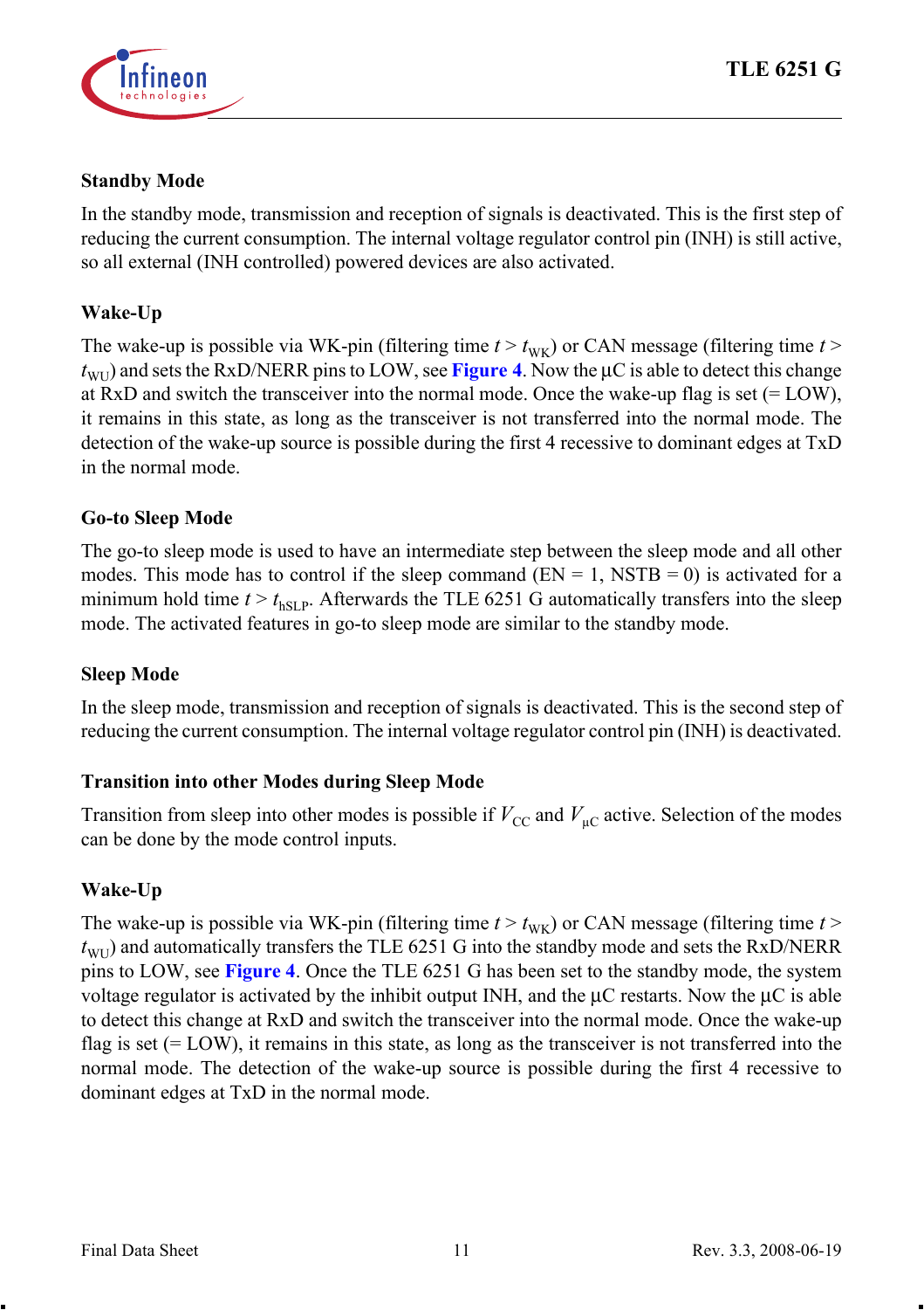### Standby Mode

In the standby mode, transmission and reception of signals is deactivated. This is the first step of reducing the current consumption. The internal voltage regulator control pin (INH) is still active, so all external (INH controlled) powered devices are also activated.

### Wake-Up

The wake-up is possible via WK-pin (filtering time $t > t_{WK}$) or CAN message (filtering time $t > t_{WU}$) and sets the RxD/NERR pins to LOW, see **Figure 4**. Now the µC is able to detect this change at RxD and switch the transceiver into the normal mode. Once the wake-up flag is set (= LOW), it remains in this state, as long as the transceiver is not transferred into the normal mode. The detection of the wake-up source is possible during the first 4 recessive to dominant edges at TxD in the normal mode.

### Go-to Sleep Mode

The go-to sleep mode is used to have an intermediate step between the sleep mode and all other modes. This mode has to control if the sleep command (EN = 1, NSTB = 0) is activated for a minimum hold time $t > t_{hSLP}$. Afterwards the TLE 6251 G automatically transfers into the sleep mode. The activated features in go-to sleep mode are similar to the standby mode.

### Sleep Mode

In the sleep mode, transmission and reception of signals is deactivated. This is the second step of reducing the current consumption. The internal voltage regulator control pin (INH) is deactivated.

### Transition into other Modes during Sleep Mode

Transition from sleep into other modes is possible if $V_{CC}$ and $V_{\mu C}$ active. Selection of the modes can be done by the mode control inputs.

### Wake-Up

The wake-up is possible via WK-pin (filtering time $t > t_{WK}$) or CAN message (filtering time $t > t_{WU}$) and automatically transfers the TLE 6251 G into the standby mode and sets the RxD/NERR pins to LOW, see **Figure 4**. Once the TLE 6251 G has been set to the standby mode, the system voltage regulator is activated by the inhibit output INH, and the µC restarts. Now the µC is able to detect this change at RxD and switch the transceiver into the normal mode. Once the wake-up flag is set (= LOW), it remains in this state, as long as the transceiver is not transferred into the normal mode. The detection of the wake-up source is possible during the first 4 recessive to dominant edges at TxD in the normal mode.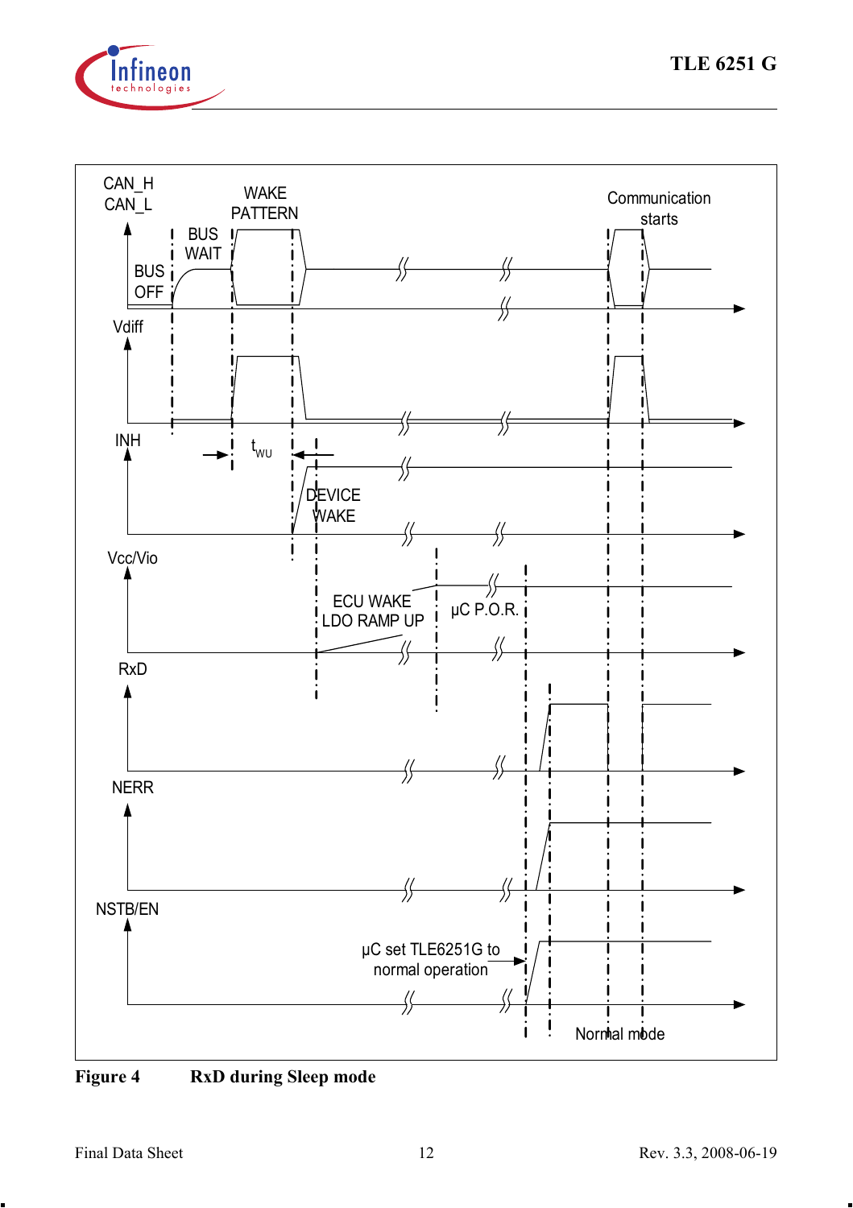**Figure 4 RxD during Sleep mode**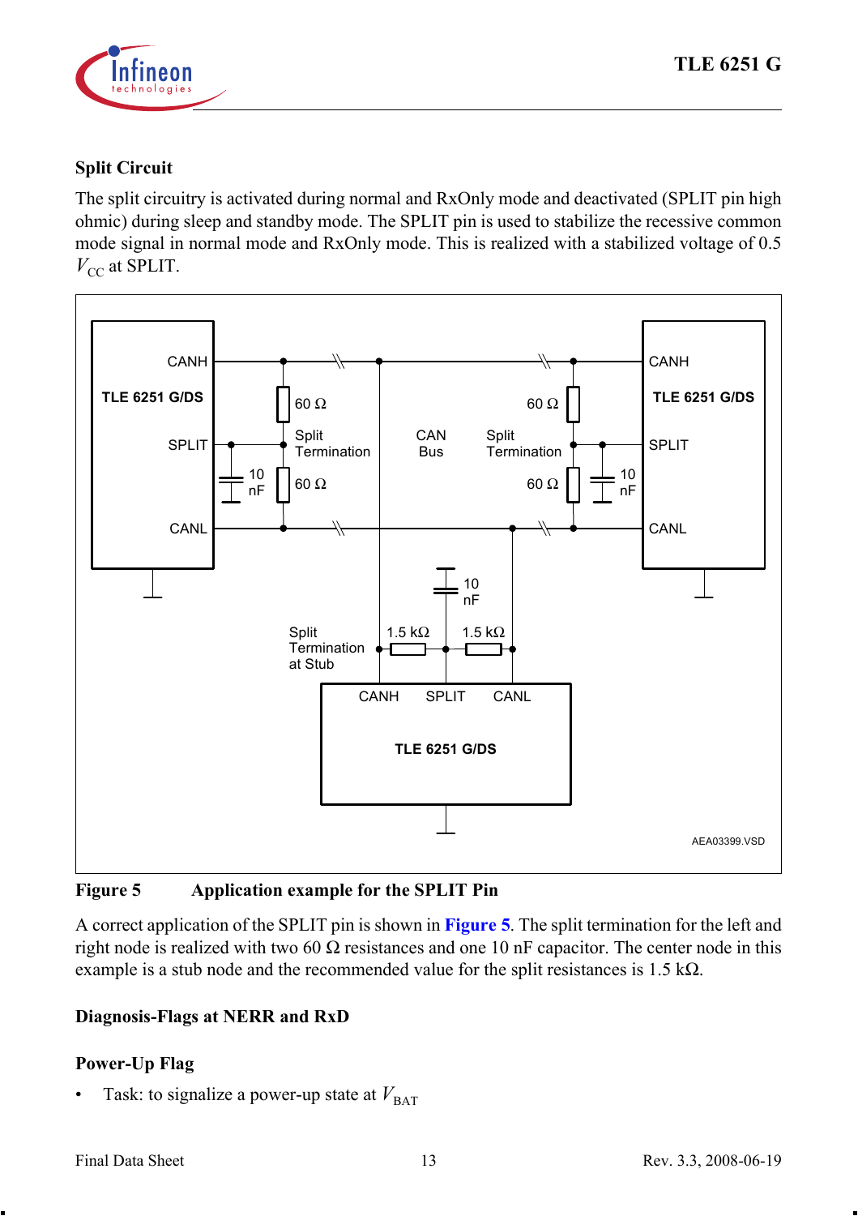### Split Circuit

The split circuitry is activated during normal and RxOnly mode and deactivated (SPLIT pin high ohmic) during sleep and standby mode. The SPLIT pin is used to stabilize the recessive common mode signal in normal mode and RxOnly mode. This is realized with a stabilized voltage of 0.5 $V_{CC}$ at SPLIT.

**Figure 5 Application example for the SPLIT Pin**

A correct application of the SPLIT pin is shown in **Figure 5**. The split termination for the left and right node is realized with two 60 Ω resistances and one 10 nF capacitor. The center node in this example is a stub node and the recommended value for the split resistances is 1.5 kΩ.

### Diagnosis-Flags at NERR and RxD

### Power-Up Flag

- Task: to signalize a power-up state at $V_{BAT}$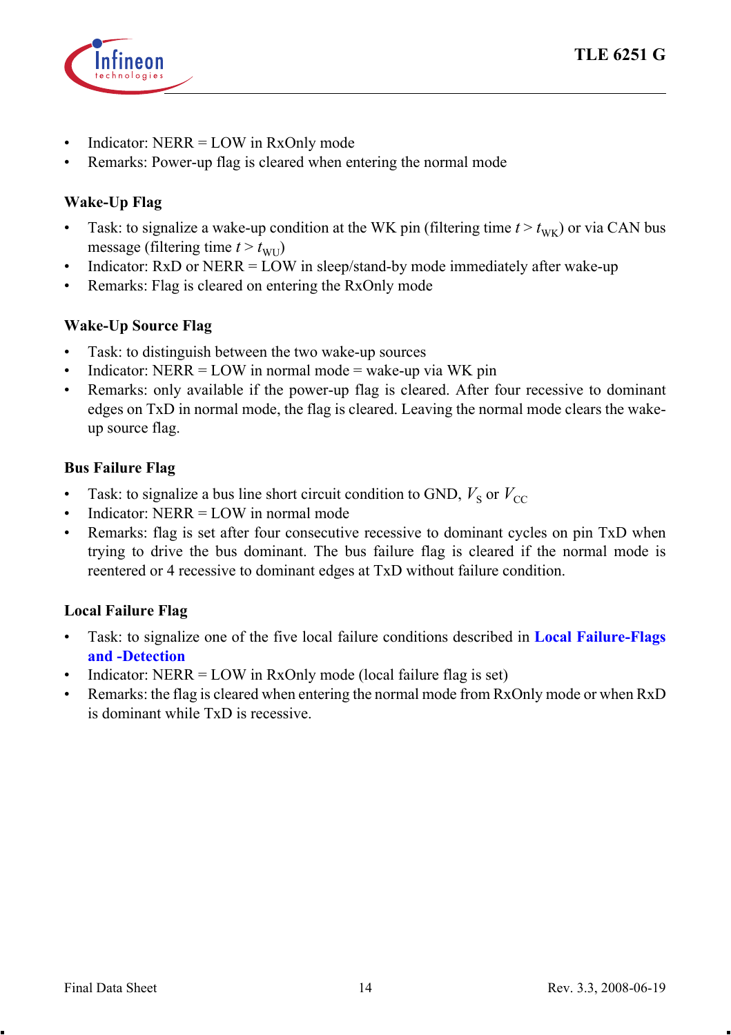- Indicator: NERR = LOW in RxOnly mode
- Remarks: Power-up flag is cleared when entering the normal mode

### Wake-Up Flag

- Task: to signalize a wake-up condition at the WK pin (filtering time $t > t_{WK}$) or via CAN bus message (filtering time $t > t_{WU}$)
- Indicator: RxD or NERR = LOW in sleep/stand-by mode immediately after wake-up
- Remarks: Flag is cleared on entering the RxOnly mode

### Wake-Up Source Flag

- Task: to distinguish between the two wake-up sources
- Indicator: NERR = LOW in normal mode = wake-up via WK pin
- Remarks: only available if the power-up flag is cleared. After four recessive to dominant edges on TxD in normal mode, the flag is cleared. Leaving the normal mode clears the wake-up source flag.

### Bus Failure Flag

- Task: to signalize a bus line short circuit condition to GND, $V_S$ or $V_{CC}$
- Indicator: NERR = LOW in normal mode
- Remarks: flag is set after four consecutive recessive to dominant cycles on pin TxD when trying to drive the bus dominant. The bus failure flag is cleared if the normal mode is reentered or 4 recessive to dominant edges at TxD without failure condition.

### Local Failure Flag

- Task: to signalize one of the five local failure conditions described in **Local Failure-Flags and -Detection**
- Indicator: NERR = LOW in RxOnly mode (local failure flag is set)
- Remarks: the flag is cleared when entering the normal mode from RxOnly mode or when RxD is dominant while TxD is recessive.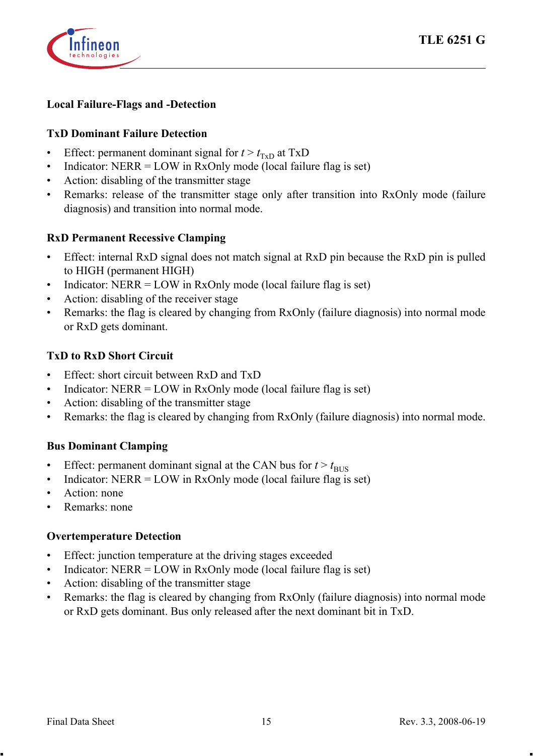### Local Failure-Flags and -Detection

#### TxD Dominant Failure Detection

- Effect: permanent dominant signal for $t > t_{TxD}$ at TxD
- Indicator: NERR = LOW in RxOnly mode (local failure flag is set)
- Action: disabling of the transmitter stage
- Remarks: release of the transmitter stage only after transition into RxOnly mode (failure diagnosis) and transition into normal mode.

#### RxD Permanent Recessive Clamping

- Effect: internal RxD signal does not match signal at RxD pin because the RxD pin is pulled to HIGH (permanent HIGH)
- Indicator: NERR = LOW in RxOnly mode (local failure flag is set)
- Action: disabling of the receiver stage
- Remarks: the flag is cleared by changing from RxOnly (failure diagnosis) into normal mode or RxD gets dominant.

#### TxD to RxD Short Circuit

- Effect: short circuit between RxD and TxD
- Indicator: NERR = LOW in RxOnly mode (local failure flag is set)
- Action: disabling of the transmitter stage
- Remarks: the flag is cleared by changing from RxOnly (failure diagnosis) into normal mode.

#### Bus Dominant Clamping

- Effect: permanent dominant signal at the CAN bus for $t > t_{BUS}$
- Indicator: NERR = LOW in RxOnly mode (local failure flag is set)
- Action: none
- Remarks: none

#### Overtemperature Detection

- Effect: junction temperature at the driving stages exceeded
- Indicator: NERR = LOW in RxOnly mode (local failure flag is set)
- Action: disabling of the transmitter stage
- Remarks: the flag is cleared by changing from RxOnly (failure diagnosis) into normal mode or RxD gets dominant. Bus only released after the next dominant bit in TxD.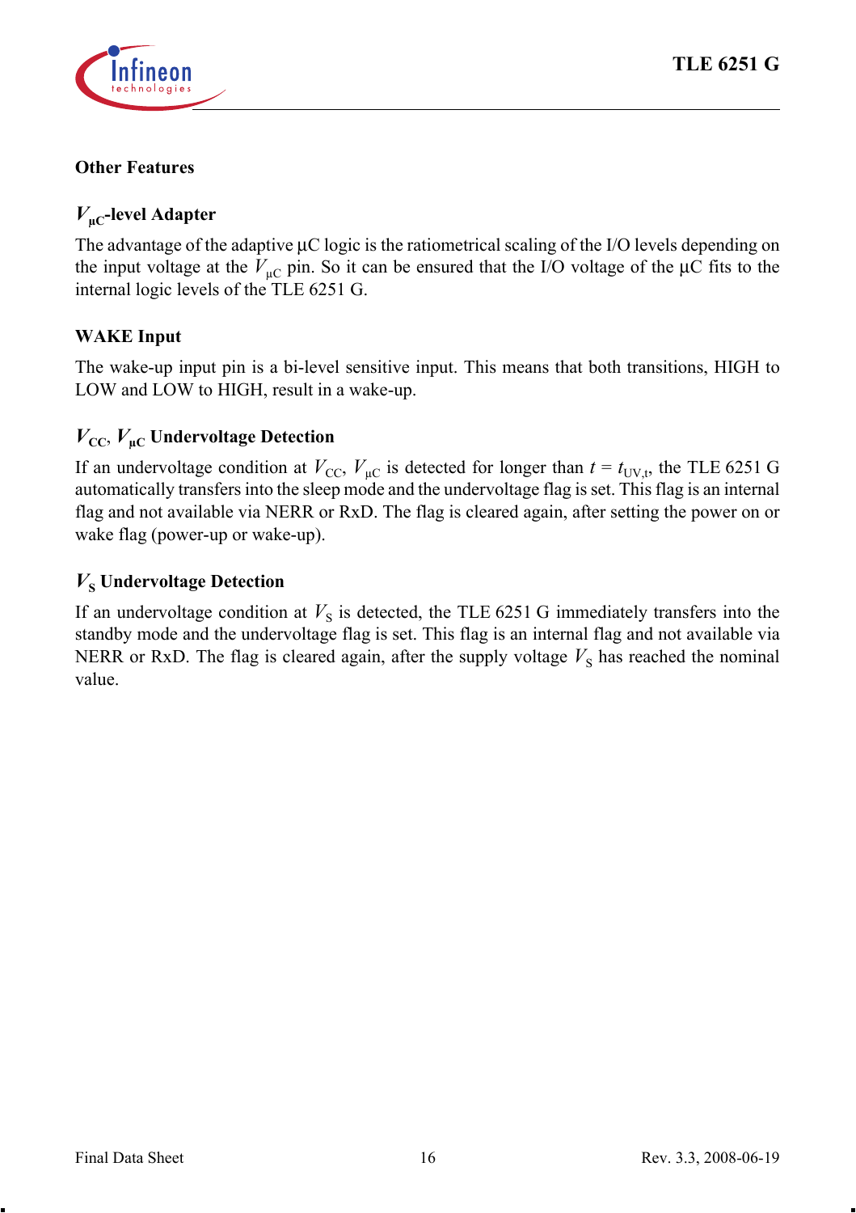## Other Features

### $V_{\mu C}$-level Adapter

The advantage of the adaptive µC logic is the ratiometrical scaling of the I/O levels depending on the input voltage at the $V_{\mu C}$ pin. So it can be ensured that the I/O voltage of the µC fits to the internal logic levels of the TLE 6251 G.

### WAKE Input

The wake-up input pin is a bi-level sensitive input. This means that both transitions, HIGH to LOW and LOW to HIGH, result in a wake-up.

### $V_{CC}$, $V_{\mu C}$ Undervoltage Detection

If an undervoltage condition at $V_{CC}$, $V_{\mu C}$ is detected for longer than $t = t_{UV,t}$, the TLE 6251 G automatically transfers into the sleep mode and the undervoltage flag is set. This flag is an internal flag and not available via NERR or RxD. The flag is cleared again, after setting the power on or wake flag (power-up or wake-up).

### $V_S$ Undervoltage Detection

If an undervoltage condition at $V_S$ is detected, the TLE 6251 G immediately transfers into the standby mode and the undervoltage flag is set. This flag is an internal flag and not available via NERR or RxD. The flag is cleared again, after the supply voltage $V_S$ has reached the nominal value.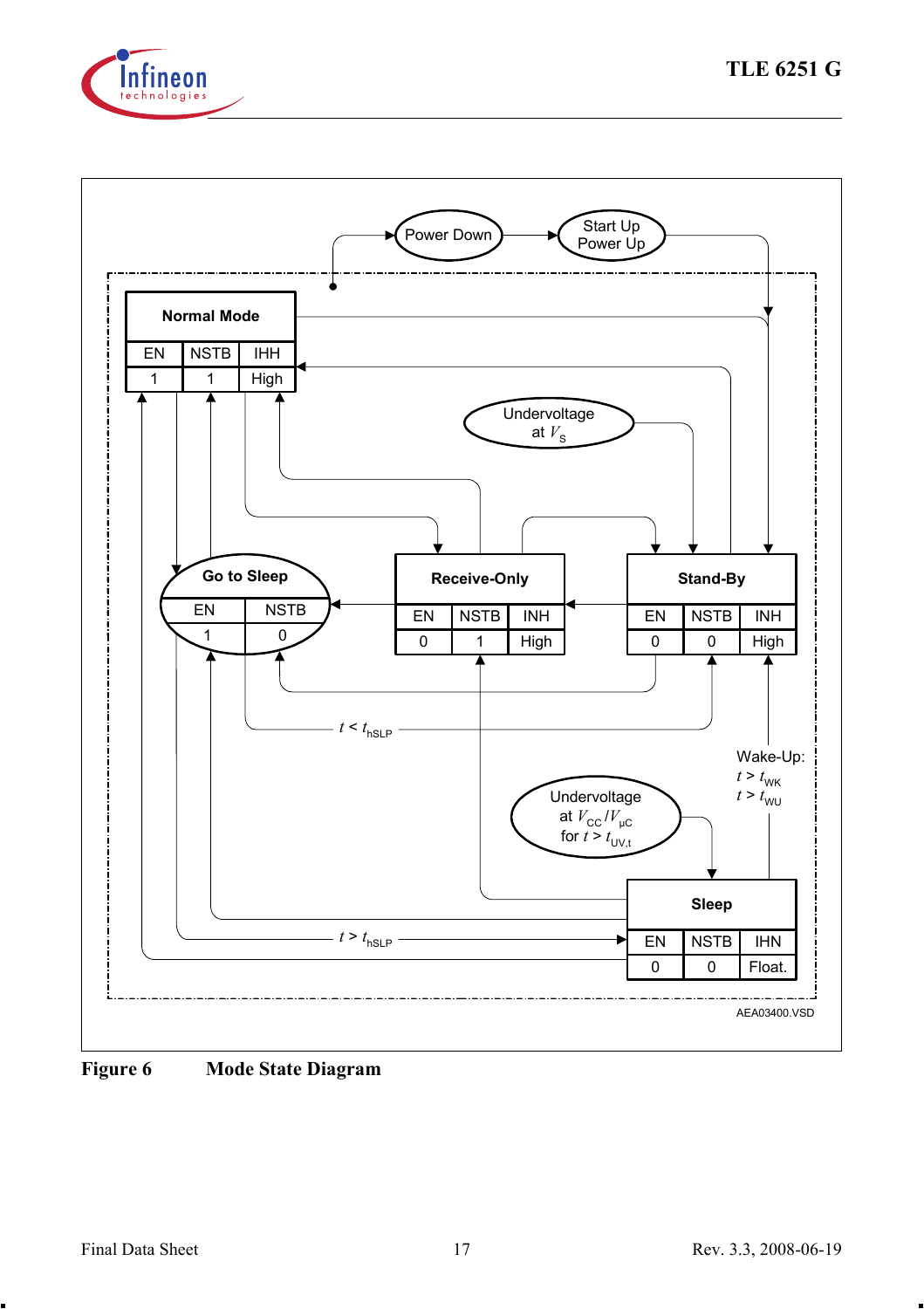Power Down

Start Up
Power Up

**Normal Mode**

| EN | NSTB | IHH |
|---|---|---|
| 1 | 1 | High |

Undervoltage at $V_S$

**Go to Sleep**

| EN | NSTB |
|---|---|
| 1 | 0 |

**Receive-Only**

| EN | NSTB | INH |
|---|---|---|
| 0 | 1 | High |

**Stand-By**

| EN | NSTB | INH |
|---|---|---|
| 0 | 0 | High |

$t < t_{hSLP}$

Wake-Up:
$t > t_{WK}$
$t > t_{WU}$

Undervoltage at $V_{CC}/V_{\mu C}$ for $t > t_{UV,t}$

**Sleep**

| EN | NSTB | IHN |
|---|---|---|
| 0 | 0 | Float. |

$t > t_{hSLP}$

AEA03400.VSD

**Figure 6** **Mode State Diagram**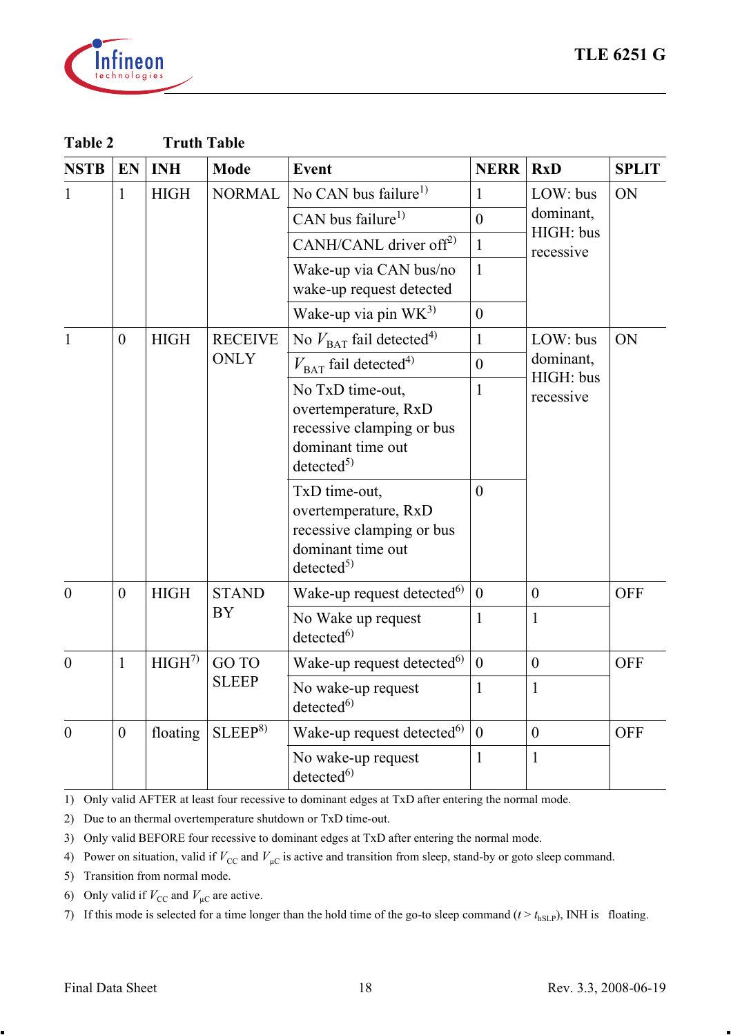**Table 2 Truth Table**

| NSTB | EN | INH | Mode | Event | NERR | RxD | SPLIT |
|---|---|---|---|---|---|---|---|
| 1 | 1 | HIGH | NORMAL | No CAN bus failure[1] | 1 | LOW: bus dominant, HIGH: bus recessive | ON |
| | | | | CAN bus failure[1] | 0 | | |
| | | | | CANH/CANL driver off[2] | 1 | | |
| | | | | Wake-up via CAN bus/no wake-up request detected | 1 | | |
| | | | | Wake-up via pin WK[3] | 0 | | |
| 1 | 0 | HIGH | RECEIVE ONLY | No $V_{BAT}$ fail detected[4] | 1 | LOW: bus dominant, HIGH: bus recessive | ON |
| | | | | $V_{BAT}$ fail detected[4] | 0 | | |
| | | | | No TxD time-out, overtemperature, RxD recessive clamping or bus dominant time out detected[5] | 1 | | |
| | | | | TxD time-out, overtemperature, RxD recessive clamping or bus dominant time out detected[5] | 0 | | |
| 0 | 0 | HIGH | STAND BY | Wake-up request detected[6] | 0 | 0 | OFF |
| | | | | No Wake up request detected[6] | 1 | 1 | |
| 0 | 1 | HIGH[7] | GO TO SLEEP | Wake-up request detected[6] | 0 | 0 | OFF |
| | | | | No wake-up request detected[6] | 1 | 1 | |
| 0 | 0 | floating | SLEEP[8] | Wake-up request detected[6] | 0 | 0 | OFF |
| | | | | No wake-up request detected[6] | 1 | 1 | |

1) Only valid AFTER at least four recessive to dominant edges at TxD after entering the normal mode.

2) Due to an thermal overtemperature shutdown or TxD time-out.

3) Only valid BEFORE four recessive to dominant edges at TxD after entering the normal mode.

4) Power on situation, valid if $V_{CC}$ and $V_{\mu C}$ is active and transition from sleep, stand-by or goto sleep command.

5) Transition from normal mode.

6) Only valid if $V_{CC}$ and $V_{\mu C}$ are active.

7) If this mode is selected for a time longer than the hold time of the go-to sleep command ($t > t_{hSLP}$), INH is floating.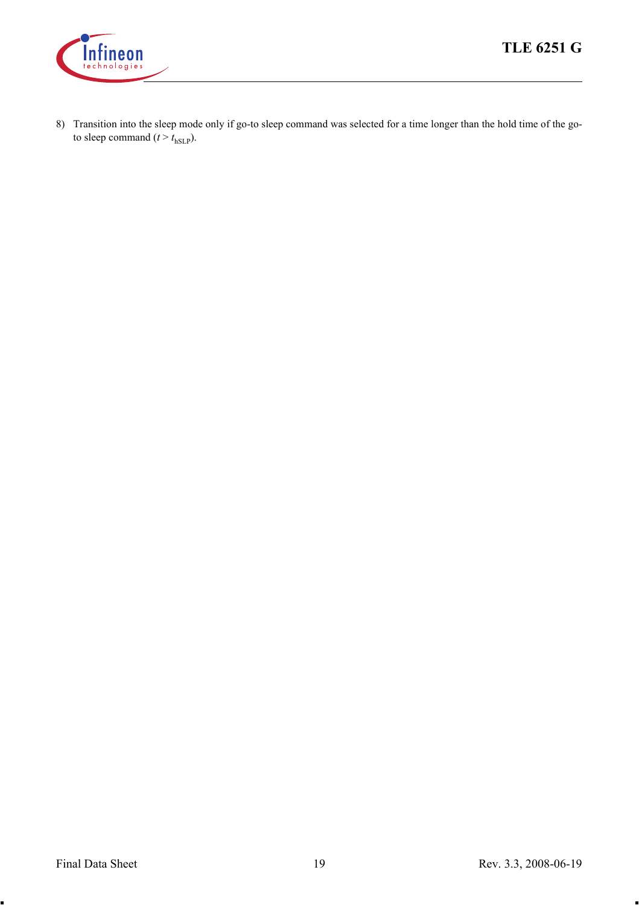8) Transition into the sleep mode only if go-to sleep command was selected for a time longer than the hold time of the go-to sleep command ($t > t_{hSLP}$).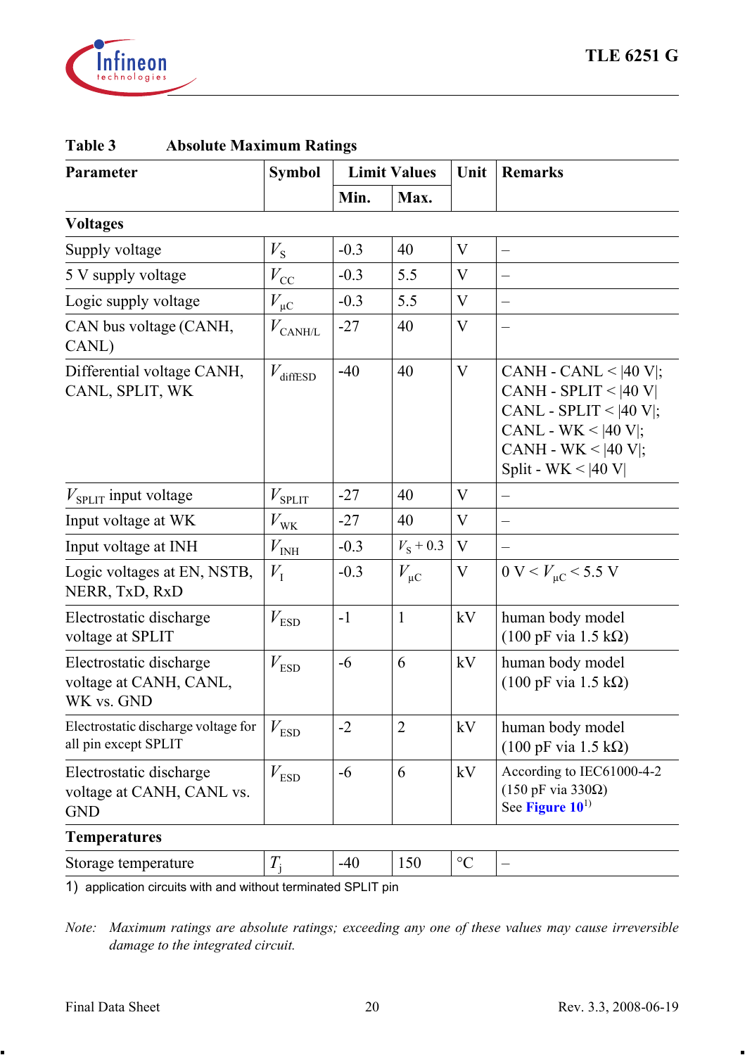**Table 3 Absolute Maximum Ratings**

| Parameter | Symbol | Limit Values | | Unit | Remarks |
|---|---|---|---|---|---|
| | | Min. | Max. | | |
| **Voltages** | | | | | |
| Supply voltage | $V_S$ | -0.3 | 40 | V | – |
| 5 V supply voltage | $V_{CC}$ | -0.3 | 5.5 | V | – |
| Logic supply voltage | $V_{\mu C}$ | -0.3 | 5.5 | V | – |
| CAN bus voltage (CANH, CANL) | $V_{CANH/L}$ | -27 | 40 | V | – |
| Differential voltage CANH, CANL, SPLIT, WK | $V_{diffESD}$ | -40 | 40 | V | CANH - CANL < \|40 V\|; CANH - SPLIT < \|40 V\| CANL - SPLIT < \|40 V\|; CANL - WK < \|40 V\|; CANH - WK < \|40 V\|; Split - WK < \|40 V\| |
| $V_{SPLIT}$ input voltage | $V_{SPLIT}$ | -27 | 40 | V | – |
| Input voltage at WK | $V_{WK}$ | -27 | 40 | V | – |
| Input voltage at INH | $V_{INH}$ | -0.3 | $V_S + 0.3$ | V | – |
| Logic voltages at EN, NSTB, NERR, TxD, RxD | $V_I$ | -0.3 | $V_{\mu C}$ | V | $0 \text{ V} < V_{\mu C} < 5.5 \text{ V}$ |
| Electrostatic discharge voltage at SPLIT | $V_{ESD}$ | -1 | 1 | kV | human body model (100 pF via 1.5 kΩ) |
| Electrostatic discharge voltage at CANH, CANL, WK vs. GND | $V_{ESD}$ | -6 | 6 | kV | human body model (100 pF via 1.5 kΩ) |
| Electrostatic discharge voltage for all pin except SPLIT | $V_{ESD}$ | -2 | 2 | kV | human body model (100 pF via 1.5 kΩ) |
| Electrostatic discharge voltage at CANH, CANL vs. GND | $V_{ESD}$ | -6 | 6 | kV | According to IEC61000-4-2 (150 pF via 330Ω) See Figure 10[1] |
| **Temperatures** | | | | | |
| Storage temperature | $T_j$ | -40 | 150 | °C | – |

1) application circuits with and without terminated SPLIT pin

*Note: Maximum ratings are absolute ratings; exceeding any one of these values may cause irreversible damage to the integrated circuit.*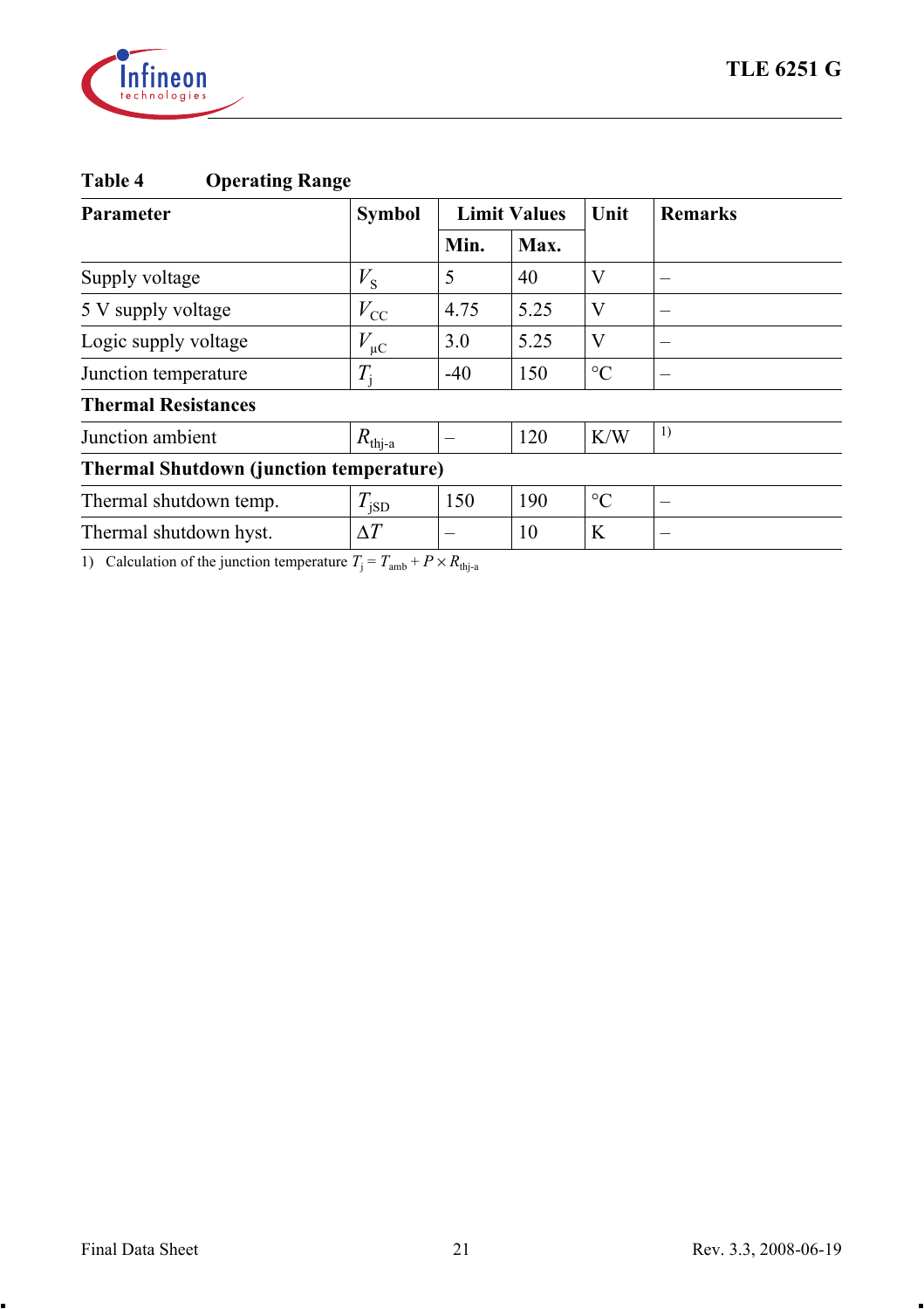**Table 4 Operating Range**

| Parameter | Symbol | Limit Values | | Unit | Remarks |
|---|---|---|---|---|---|
| | | Min. | Max. | | |
| Supply voltage | $V_S$ | 5 | 40 | V | – |
| 5 V supply voltage | $V_{CC}$ | 4.75 | 5.25 | V | – |
| Logic supply voltage | $V_{\mu C}$ | 3.0 | 5.25 | V | – |
| Junction temperature | $T_j$ | -40 | 150 | °C | – |
| **Thermal Resistances** | | | | | |
| Junction ambient | $R_{thj-a}$ | – | 120 | K/W | [1] |
| **Thermal Shutdown (junction temperature)** | | | | | |
| Thermal shutdown temp. | $T_{jSD}$ | 150 | 190 | °C | – |
| Thermal shutdown hyst. | $\Delta T$ | – | 10 | K | – |

1) Calculation of the junction temperature $T_j = T_{amb} + P \times R_{thj-a}$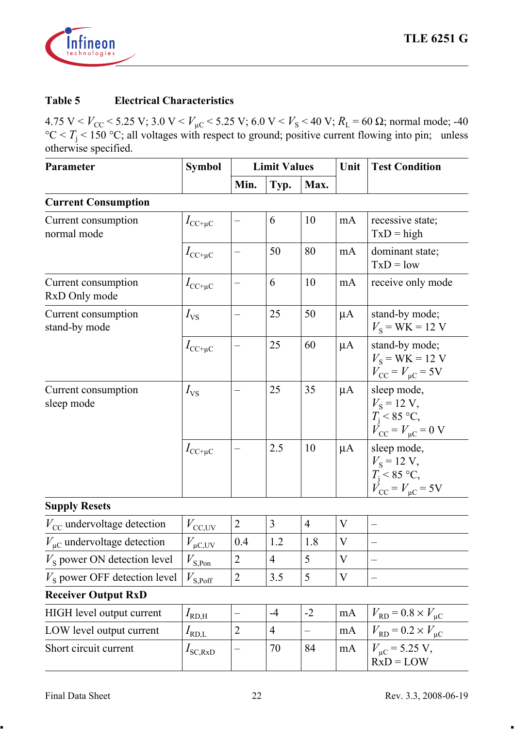**Table 5 Electrical Characteristics**

4.75 V < $V_{CC}$ < 5.25 V; 3.0 V < $V_{\mu C}$ < 5.25 V; 6.0 V < $V_S$ < 40 V; $R_L$ = 60 Ω; normal mode; -40 °C < $T_j$ < 150 °C; all voltages with respect to ground; positive current flowing into pin; unless otherwise specified.

| Parameter | Symbol | Limit Values | | | Unit | Test Condition |
|---|---|---|---|---|---|---|
| | | Min. | Typ. | Max. | | |
| **Current Consumption** | | | | | | |
| Current consumption normal mode | $I_{CC+\mu C}$ | – | 6 | 10 | mA | recessive state; TxD = high |
| | $I_{CC+\mu C}$ | – | 50 | 80 | mA | dominant state; TxD = low |
| Current consumption RxD Only mode | $I_{CC+\mu C}$ | – | 6 | 10 | mA | receive only mode |
| Current consumption stand-by mode | $I_{VS}$ | – | 25 | 50 | µA | stand-by mode; $V_S$ = WK = 12 V |
| | $I_{CC+\mu C}$ | – | 25 | 60 | µA | stand-by mode; $V_S$ = WK = 12 V $V_{CC}$ = $V_{\mu C}$ = 5V |
| Current consumption sleep mode | $I_{VS}$ | – | 25 | 35 | µA | sleep mode, $V_S$ = 12 V, $T_j$ < 85 °C, $V_{CC}$ = $V_{\mu C}$ = 0 V |
| | $I_{CC+\mu C}$ | – | 2.5 | 10 | µA | sleep mode, $V_S$ = 12 V, $T_j$ < 85 °C, $V_{CC}$ = $V_{\mu C}$ = 5V |
| **Supply Resets** | | | | | | |
| $V_{CC}$ undervoltage detection | $V_{CC,UV}$ | 2 | 3 | 4 | V | – |
| $V_{\mu C}$ undervoltage detection | $V_{\mu C,UV}$ | 0.4 | 1.2 | 1.8 | V | – |
| $V_S$ power ON detection level | $V_{S,Pon}$ | 2 | 4 | 5 | V | – |
| $V_S$ power OFF detection level | $V_{S,Poff}$ | 2 | 3.5 | 5 | V | – |
| **Receiver Output RxD** | | | | | | |
| HIGH level output current | $I_{RD,H}$ | – | -4 | -2 | mA | $V_{RD} = 0.8 \times V_{\mu C}$ |
| LOW level output current | $I_{RD,L}$ | 2 | 4 | – | mA | $V_{RD} = 0.2 \times V_{\mu C}$ |
| Short circuit current | $I_{SC,RxD}$ | – | 70 | 84 | mA | $V_{\mu C}$ = 5.25 V, RxD = LOW |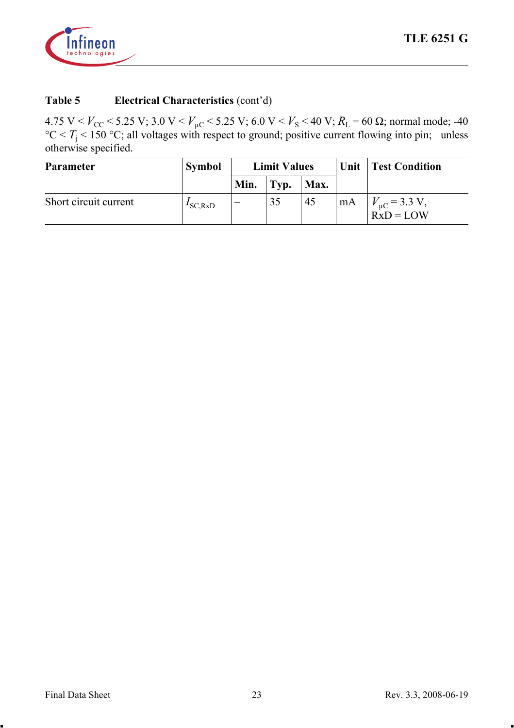**Table 5 Electrical Characteristics** (cont'd)

4.75 V < $V_{CC}$ < 5.25 V; 3.0 V < $V_{\mu C}$ < 5.25 V; 6.0 V < $V_S$ < 40 V; $R_L$ = 60 Ω; normal mode; -40 °C < $T_j$ < 150 °C; all voltages with respect to ground; positive current flowing into pin; unless otherwise specified.

| Parameter | Symbol | Limit Values | | | Unit | Test Condition |
|---|---|---|---|---|---|---|
| | | Min. | Typ. | Max. | | |
| Short circuit current | $I_{SC,RxD}$ | – | 35 | 45 | mA | $V_{\mu C}$ = 3.3 V, RxD = LOW |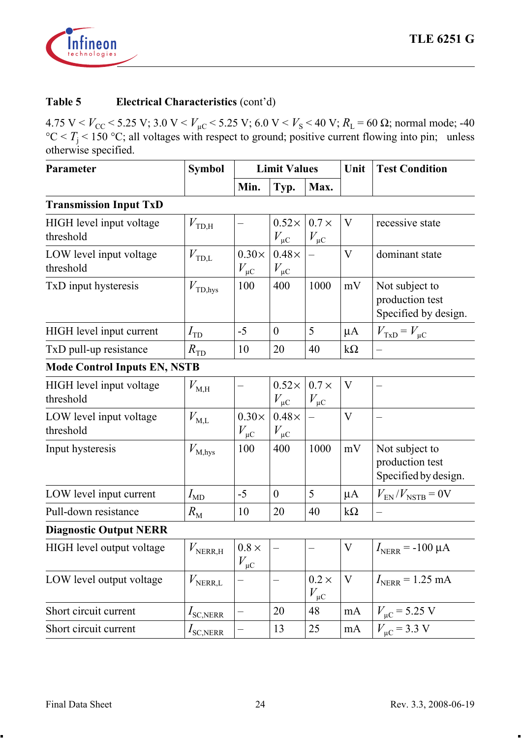**Table 5 Electrical Characteristics** (cont'd)

4.75 V < $V_{CC}$ < 5.25 V; 3.0 V < $V_{\mu C}$ < 5.25 V; 6.0 V < $V_S$ < 40 V; $R_L$ = 60 Ω; normal mode; -40 °C < $T_j$ < 150 °C; all voltages with respect to ground; positive current flowing into pin; unless otherwise specified.

| Parameter | Symbol | Limit Values | | | Unit | Test Condition |
|---|---|---|---|---|---|---|
| | | Min. | Typ. | Max. | | |
| **Transmission Input TxD** | | | | | | |
| HIGH level input voltage threshold | $V_{TD,H}$ | – | 0.52× $V_{\mu C}$ | 0.7 × $V_{\mu C}$ | V | recessive state |
| LOW level input voltage threshold | $V_{TD,L}$ | 0.30× $V_{\mu C}$ | 0.48× $V_{\mu C}$ | – | V | dominant state |
| TxD input hysteresis | $V_{TD,hys}$ | 100 | 400 | 1000 | mV | Not subject to production test Specified by design. |
| HIGH level input current | $I_{TD}$ | -5 | 0 | 5 | µA | $V_{TxD} = V_{\mu C}$ |
| TxD pull-up resistance | $R_{TD}$ | 10 | 20 | 40 | kΩ | – |
| **Mode Control Inputs EN, NSTB** | | | | | | |
| HIGH level input voltage threshold | $V_{M,H}$ | – | 0.52× $V_{\mu C}$ | 0.7 × $V_{\mu C}$ | V | – |
| LOW level input voltage threshold | $V_{M,L}$ | 0.30× $V_{\mu C}$ | 0.48× $V_{\mu C}$ | – | V | – |
| Input hysteresis | $V_{M,hys}$ | 100 | 400 | 1000 | mV | Not subject to production test Specified by design. |
| LOW level input current | $I_{MD}$ | -5 | 0 | 5 | µA | $V_{EN}$ / $V_{NSTB}$ = 0V |
| Pull-down resistance | $R_M$ | 10 | 20 | 40 | kΩ | – |
| **Diagnostic Output NERR** | | | | | | |
| HIGH level output voltage | $V_{NERR,H}$ | 0.8 × $V_{\mu C}$ | – | – | V | $I_{NERR}$ = -100 µA |
| LOW level output voltage | $V_{NERR,L}$ | – | – | 0.2 × $V_{\mu C}$ | V | $I_{NERR}$ = 1.25 mA |
| Short circuit current | $I_{SC,NERR}$ | – | 20 | 48 | mA | $V_{\mu C}$ = 5.25 V |
| Short circuit current | $I_{SC,NERR}$ | – | 13 | 25 | mA | $V_{\mu C}$ = 3.3 V |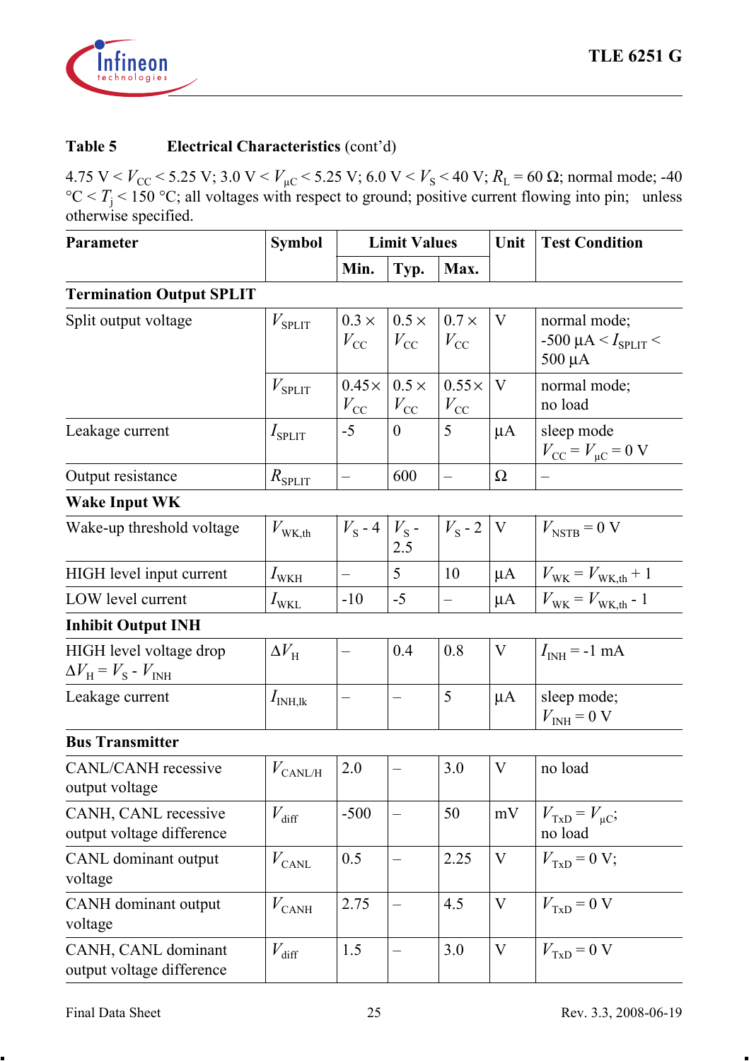**Table 5 Electrical Characteristics** (cont'd)

4.75 V < $V_{CC}$ < 5.25 V; 3.0 V < $V_{\mu C}$ < 5.25 V; 6.0 V < $V_S$ < 40 V; $R_L$ = 60 Ω; normal mode; -40 °C < $T_j$ < 150 °C; all voltages with respect to ground; positive current flowing into pin; unless otherwise specified.

| Parameter | Symbol | Limit Values | | | Unit | Test Condition |
|---|---|---|---|---|---|---|
| | | Min. | Typ. | Max. | | |
| **Termination Output SPLIT** | | | | | | |
| Split output voltage | $V_{SPLIT}$ | 0.3 × $V_{CC}$ | 0.5 × $V_{CC}$ | 0.7 × $V_{CC}$ | V | normal mode; -500 µA < $I_{SPLIT}$ < 500 µA |
| | $V_{SPLIT}$ | 0.45× $V_{CC}$ | 0.5 × $V_{CC}$ | 0.55× $V_{CC}$ | V | normal mode; no load |
| Leakage current | $I_{SPLIT}$ | -5 | 0 | 5 | µA | sleep mode $V_{CC}$ = $V_{\mu C}$ = 0 V |
| Output resistance | $R_{SPLIT}$ | – | 600 | – | Ω | – |
| **Wake Input WK** | | | | | | |
| Wake-up threshold voltage | $V_{WK,th}$ | $V_S$ - 4 | $V_S$ - 2.5 | $V_S$ - 2 | V | $V_{NSTB}$ = 0 V |
| HIGH level input current | $I_{WKH}$ | – | 5 | 10 | µA | $V_{WK}$ = $V_{WK,th}$ + 1 |
| LOW level current | $I_{WKL}$ | -10 | -5 | – | µA | $V_{WK}$ = $V_{WK,th}$ - 1 |
| **Inhibit Output INH** | | | | | | |
| HIGH level voltage drop $\Delta V_H = V_S - V_{INH}$ | $\Delta V_H$ | – | 0.4 | 0.8 | V | $I_{INH}$ = -1 mA |
| Leakage current | $I_{INH,lk}$ | – | – | 5 | µA | sleep mode; $V_{INH}$ = 0 V |
| **Bus Transmitter** | | | | | | |
| CANL/CANH recessive output voltage | $V_{CANL/H}$ | 2.0 | – | 3.0 | V | no load |
| CANH, CANL recessive output voltage difference | $V_{diff}$ | -500 | – | 50 | mV | $V_{TxD}$ = $V_{\mu C}$; no load |
| CANL dominant output voltage | $V_{CANL}$ | 0.5 | – | 2.25 | V | $V_{TxD}$ = 0 V; |
| CANH dominant output voltage | $V_{CANH}$ | 2.75 | – | 4.5 | V | $V_{TxD}$ = 0 V |
| CANH, CANL dominant output voltage difference | $V_{diff}$ | 1.5 | – | 3.0 | V | $V_{TxD}$ = 0 V |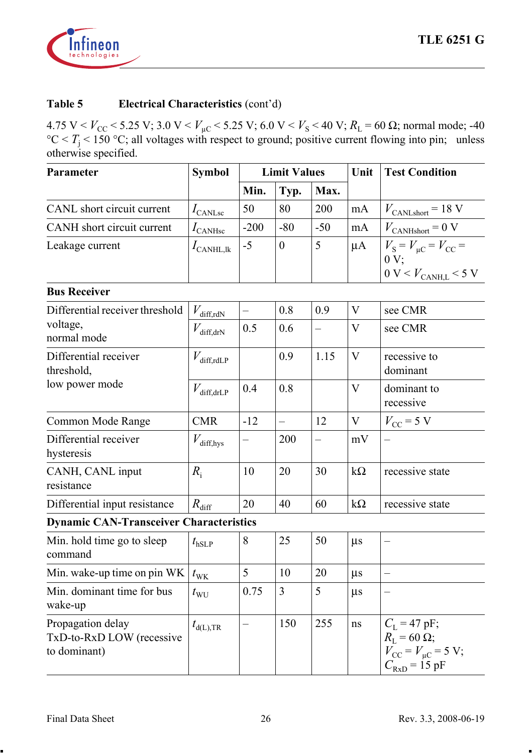**Table 5 Electrical Characteristics** (cont'd)

4.75 V < $V_{CC}$ < 5.25 V; 3.0 V < $V_{\mu C}$ < 5.25 V; 6.0 V < $V_S$ < 40 V; $R_L$ = 60 Ω; normal mode; -40 °C < $T_j$ < 150 °C; all voltages with respect to ground; positive current flowing into pin; unless otherwise specified.

| Parameter | Symbol | Limit Values | | | Unit | Test Condition |
|---|---|---|---|---|---|---|
| | | Min. | Typ. | Max. | | |
| CANL short circuit current | $I_{CANLsc}$ | 50 | 80 | 200 | mA | $V_{CANLshort}$ = 18 V |
| CANH short circuit current | $I_{CANHsc}$ | -200 | -80 | -50 | mA | $V_{CANHshort}$ = 0 V |
| Leakage current | $I_{CANHL,lk}$ | -5 | 0 | 5 | µA | $V_S = V_{\mu C} = V_{CC}$ = 0 V; 0 V < $V_{CANH,L}$ < 5 V |
| **Bus Receiver** | | | | | | |
| Differential receiver threshold voltage, normal mode | $V_{diff,rdN}$ | – | 0.8 | 0.9 | V | see CMR |
| | $V_{diff,drN}$ | 0.5 | 0.6 | – | V | see CMR |
| Differential receiver threshold, low power mode | $V_{diff,rdLP}$ | | 0.9 | 1.15 | V | recessive to dominant |
| | $V_{diff,drLP}$ | 0.4 | 0.8 | | V | dominant to recessive |
| Common Mode Range | CMR | -12 | – | 12 | V | $V_{CC}$ = 5 V |
| Differential receiver hysteresis | $V_{diff,hys}$ | – | 200 | – | mV | – |
| CANH, CANL input resistance | $R_i$ | 10 | 20 | 30 | kΩ | recessive state |
| Differential input resistance | $R_{diff}$ | 20 | 40 | 60 | kΩ | recessive state |
| **Dynamic CAN-Transceiver Characteristics** | | | | | | |
| Min. hold time go to sleep command | $t_{hSLP}$ | 8 | 25 | 50 | µs | – |
| Min. wake-up time on pin WK | $t_{WK}$ | 5 | 10 | 20 | µs | – |
| Min. dominant time for bus wake-up | $t_{WU}$ | 0.75 | 3 | 5 | µs | – |
| Propagation delay TxD-to-RxD LOW (recessive to dominant) | $t_{d(L),TR}$ | – | 150 | 255 | ns | $C_L$ = 47 pF; $R_L$ = 60 Ω; $V_{CC} = V_{\mu C}$ = 5 V; $C_{RxD}$ = 15 pF |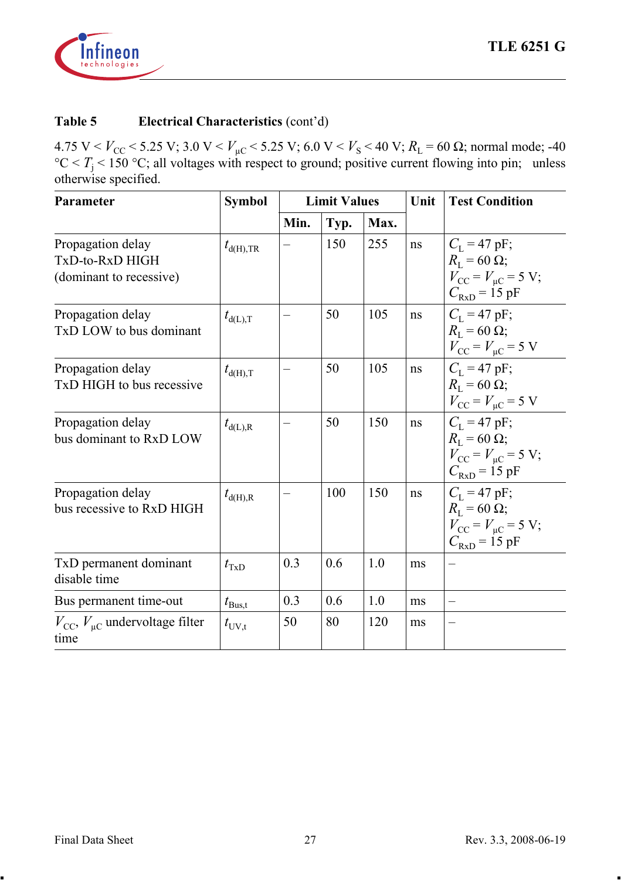**Table 5 Electrical Characteristics** (cont'd)

4.75 V < $V_{CC}$ < 5.25 V; 3.0 V < $V_{\mu C}$ < 5.25 V; 6.0 V < $V_S$ < 40 V; $R_L$ = 60 Ω; normal mode; -40 °C < $T_j$ < 150 °C; all voltages with respect to ground; positive current flowing into pin; unless otherwise specified.

| Parameter | Symbol | Limit Values | | | Unit | Test Condition |
|---|---|---|---|---|---|---|
| | | Min. | Typ. | Max. | | |
| Propagation delay TxD-to-RxD HIGH (dominant to recessive) | $t_{d(H),TR}$ | – | 150 | 255 | ns | $C_L$ = 47 pF; $R_L$ = 60 Ω; $V_{CC}$ = $V_{\mu C}$ = 5 V; $C_{RxD}$ = 15 pF |
| Propagation delay TxD LOW to bus dominant | $t_{d(L),T}$ | – | 50 | 105 | ns | $C_L$ = 47 pF; $R_L$ = 60 Ω; $V_{CC}$ = $V_{\mu C}$ = 5 V |
| Propagation delay TxD HIGH to bus recessive | $t_{d(H),T}$ | – | 50 | 105 | ns | $C_L$ = 47 pF; $R_L$ = 60 Ω; $V_{CC}$ = $V_{\mu C}$ = 5 V |
| Propagation delay bus dominant to RxD LOW | $t_{d(L),R}$ | – | 50 | 150 | ns | $C_L$ = 47 pF; $R_L$ = 60 Ω; $V_{CC}$ = $V_{\mu C}$ = 5 V; $C_{RxD}$ = 15 pF |
| Propagation delay bus recessive to RxD HIGH | $t_{d(H),R}$ | – | 100 | 150 | ns | $C_L$ = 47 pF; $R_L$ = 60 Ω; $V_{CC}$ = $V_{\mu C}$ = 5 V; $C_{RxD}$ = 15 pF |
| TxD permanent dominant disable time | $t_{TxD}$ | 0.3 | 0.6 | 1.0 | ms | – |
| Bus permanent time-out | $t_{Bus,t}$ | 0.3 | 0.6 | 1.0 | ms | – |
| $V_{CC}$, $V_{\mu C}$ undervoltage filter time | $t_{UV,t}$ | 50 | 80 | 120 | ms | – |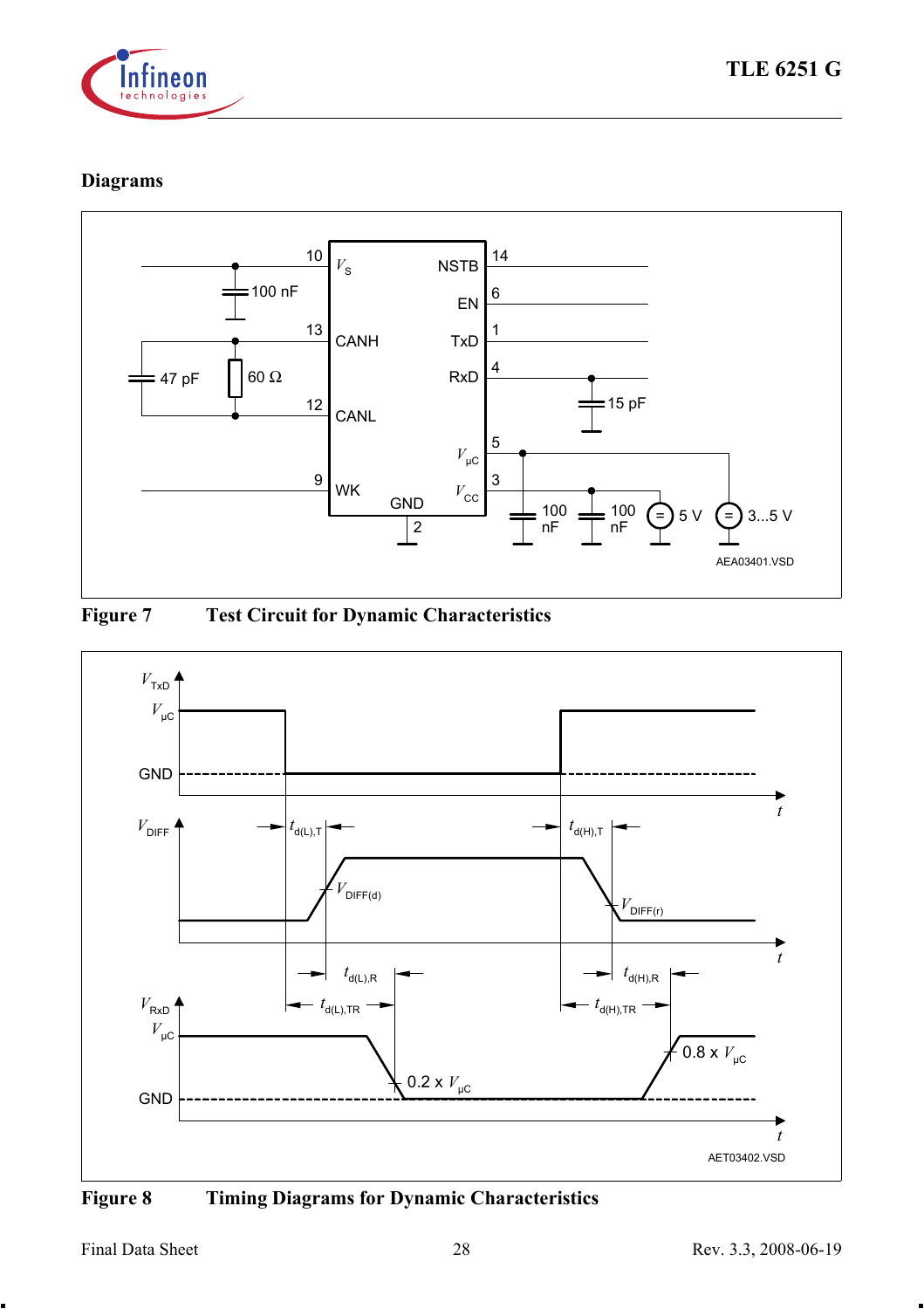## Diagrams

**Figure 7 Test Circuit for Dynamic Characteristics**

**Figure 8 Timing Diagrams for Dynamic Characteristics**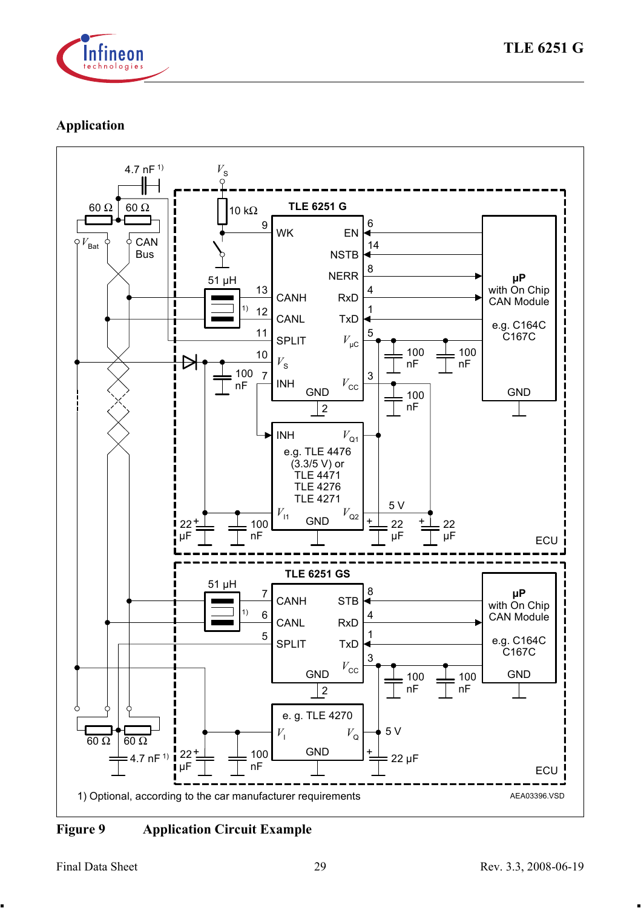## Application

1) Optional, according to the car manufacturer requirements

**Figure 9 Application Circuit Example**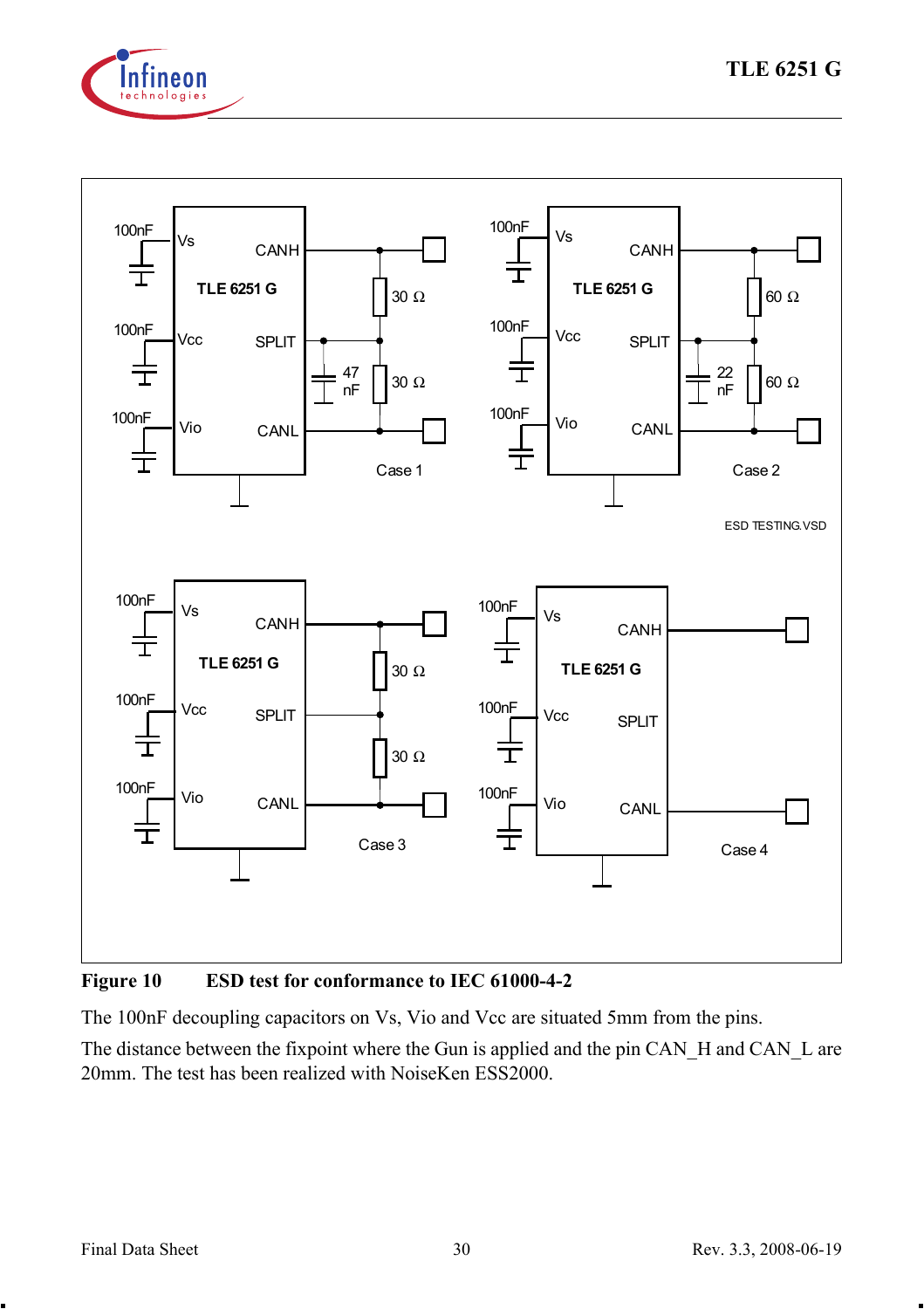**Figure 10 ESD test for conformance to IEC 61000-4-2**

The 100nF decoupling capacitors on Vs, Vio and Vcc are situated 5mm from the pins.

The distance between the fixpoint where the Gun is applied and the pin CAN_H and CAN_L are 20mm. The test has been realized with NoiseKen ESS2000.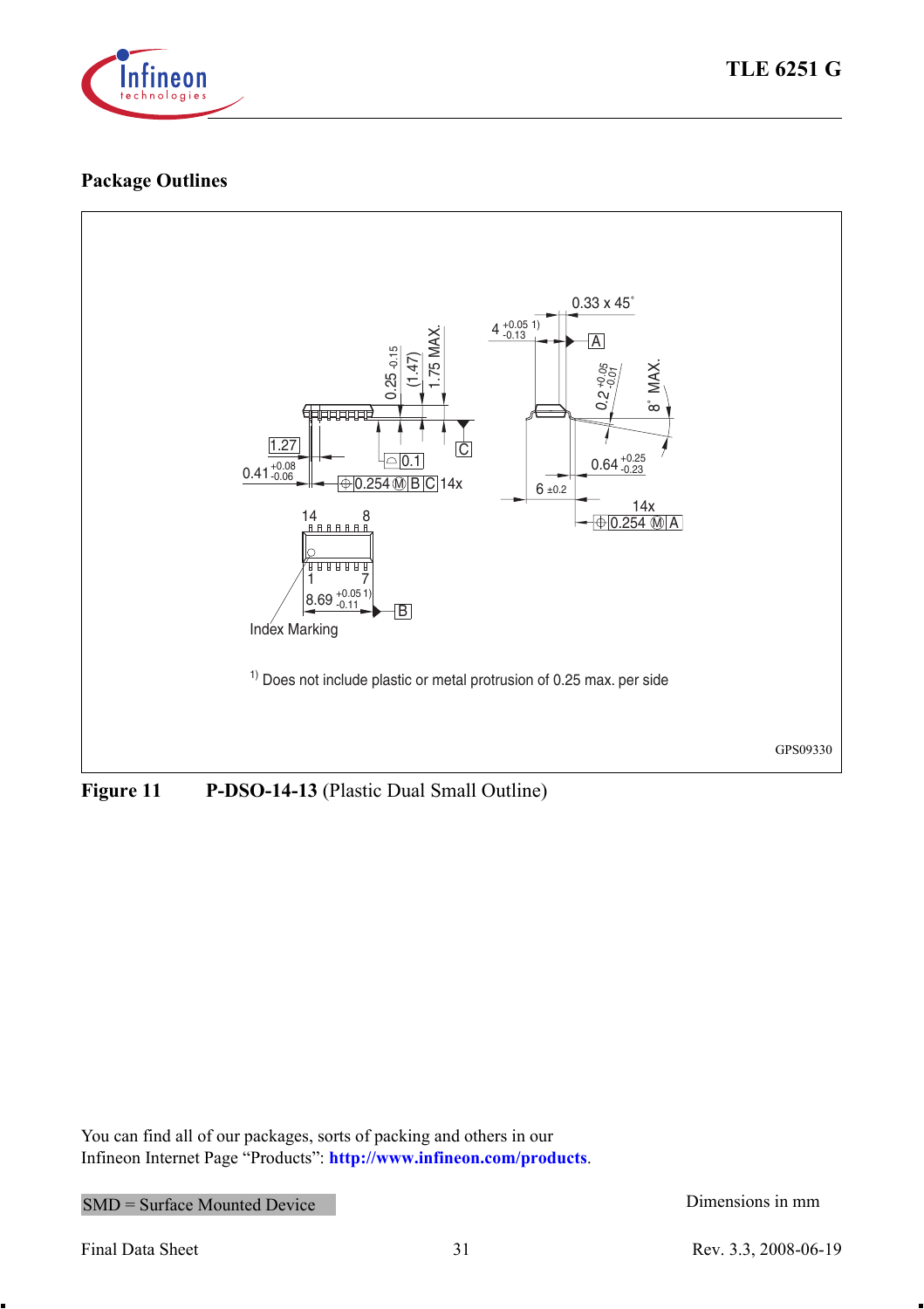## Package Outlines

Figure 11 **P-DSO-14-13** (Plastic Dual Small Outline)

You can find all of our packages, sorts of packing and others in our Infineon Internet Page "Products": **http://www.infineon.com/products**.

SMD = Surface Mounted Device

Dimensions in mm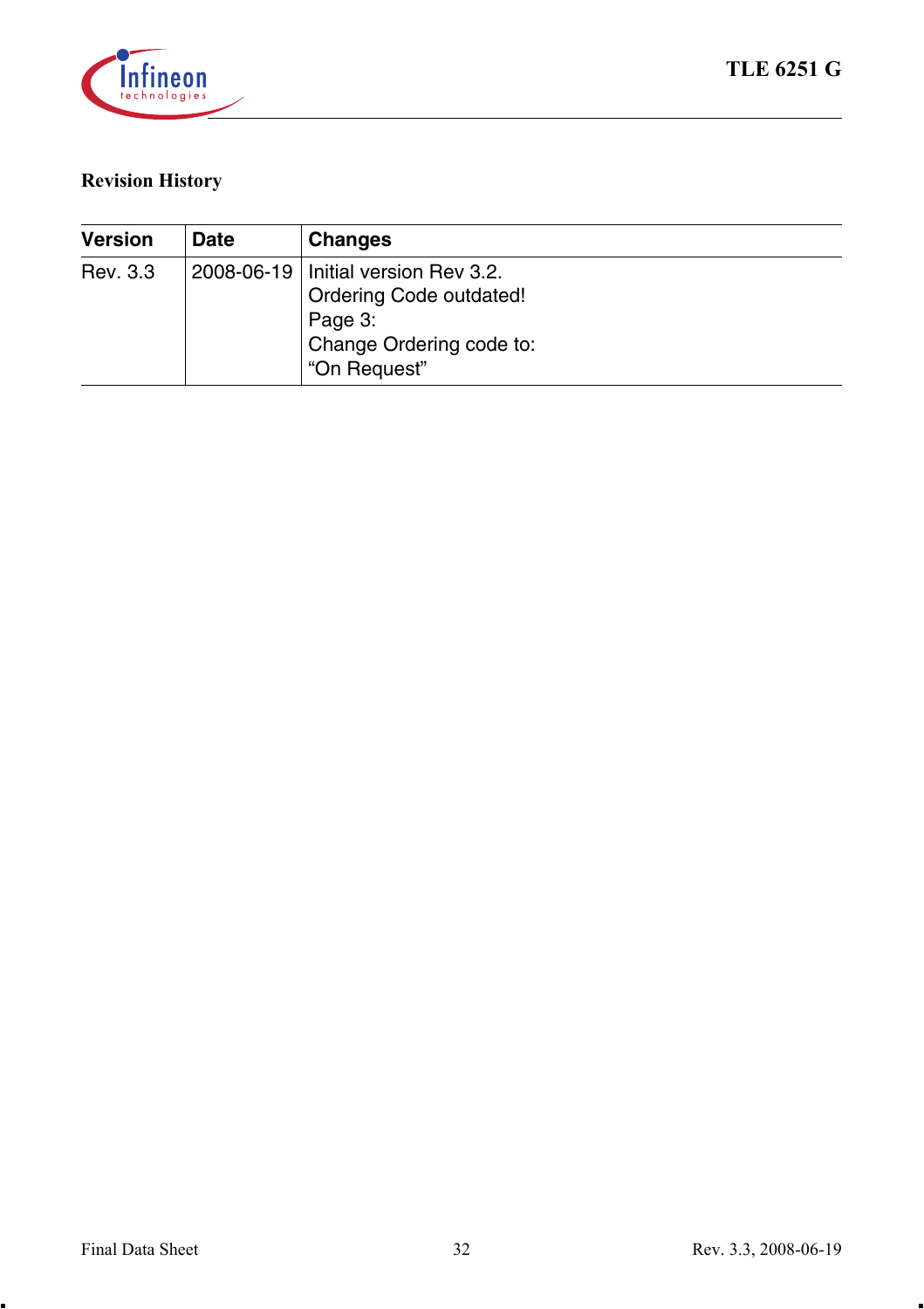**Revision History**

| Version | Date | Changes |
| --- | --- | --- |
| Rev. 3.3 | 2008-06-19 | Initial version Rev 3.2.<br>Ordering Code outdated!<br>Page 3:<br>Change Ordering code to:<br>“On Request” |